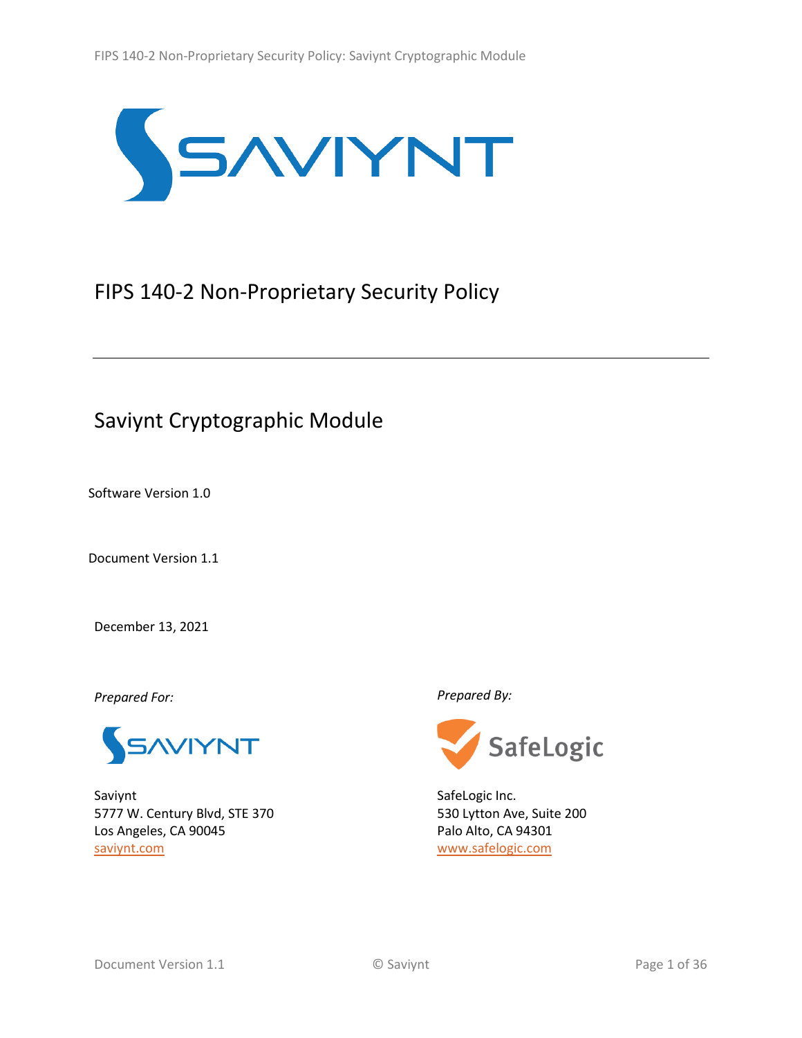# FIPS 140-2 Non-Proprietary Security Policy

## Saviynt Cryptographic Module

Software Version 1.0

Document Version 1.1

December 13, 2021

*Prepared For:*

Saviynt
5777 W. Century Blvd, STE 370
Los Angeles, CA 90045
saviynt.com

*Prepared By:*

SafeLogic Inc.
530 Lytton Ave, Suite 200
Palo Alto, CA 94301
www.safelogic.com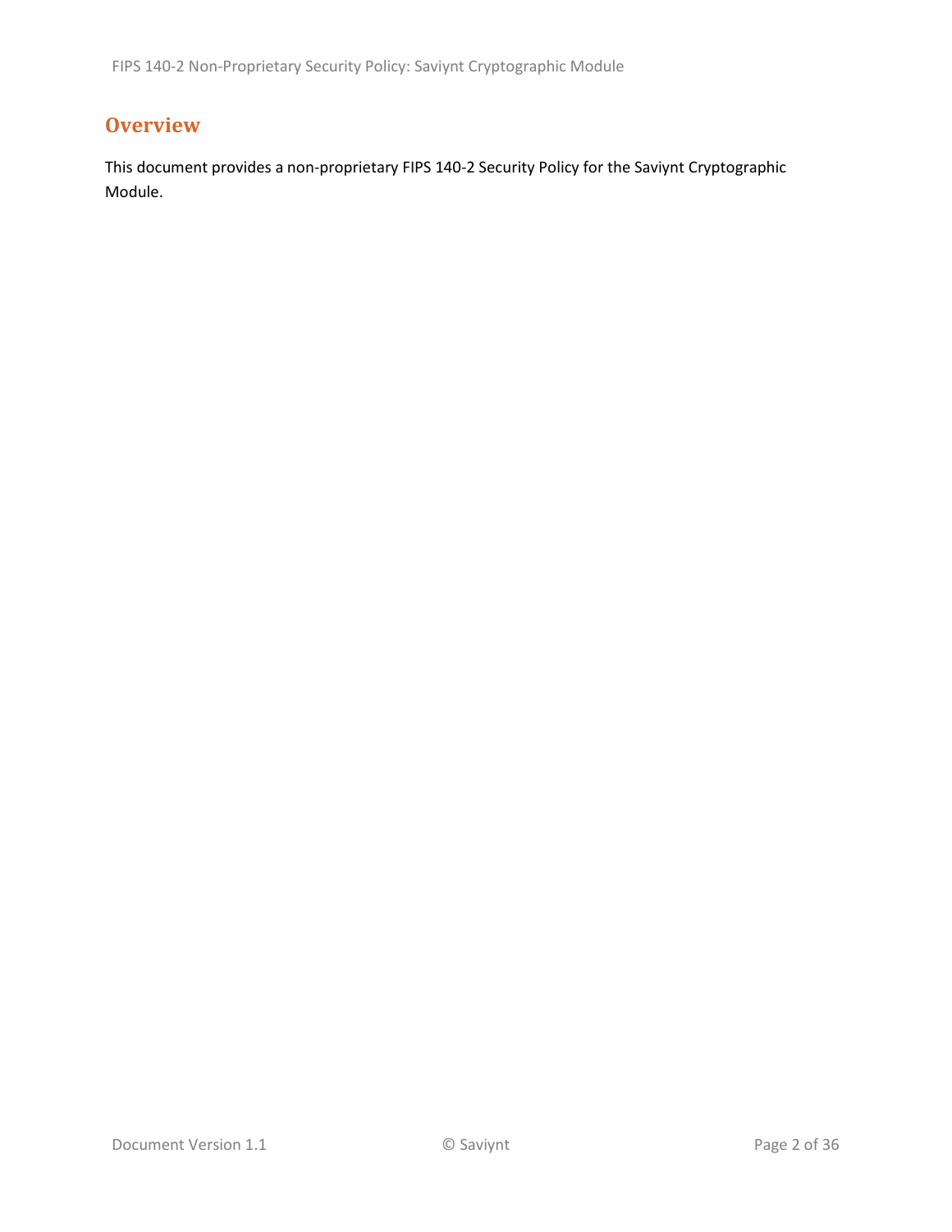## Overview

This document provides a non-proprietary FIPS 140-2 Security Policy for the Saviynt Cryptographic Module.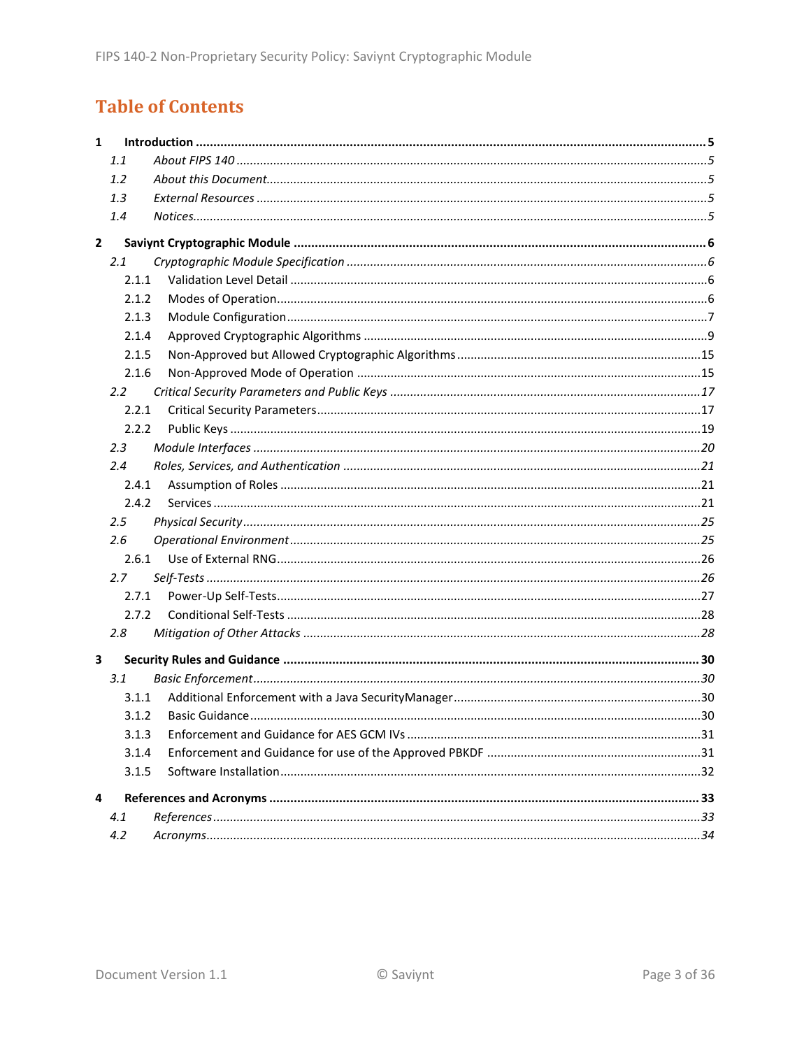# Table of Contents

**1 Introduction** ..... **5**

- *1.1 About FIPS 140* ..... *5*
- *1.2 About this Document* ..... *5*
- *1.3 External Resources* ..... *5*
- *1.4 Notices* ..... *5*

**2 Saviynt Cryptographic Module** ..... **6**

- *2.1 Cryptographic Module Specification* ..... *6*
  - 2.1.1 Validation Level Detail ..... 6
  - 2.1.2 Modes of Operation ..... 6
  - 2.1.3 Module Configuration ..... 7
  - 2.1.4 Approved Cryptographic Algorithms ..... 9
  - 2.1.5 Non-Approved but Allowed Cryptographic Algorithms ..... 15
  - 2.1.6 Non-Approved Mode of Operation ..... 15
- *2.2 Critical Security Parameters and Public Keys* ..... *17*
  - 2.2.1 Critical Security Parameters ..... 17
  - 2.2.2 Public Keys ..... 19
- *2.3 Module Interfaces* ..... *20*
- *2.4 Roles, Services, and Authentication* ..... *21*
  - 2.4.1 Assumption of Roles ..... 21
  - 2.4.2 Services ..... 21
- *2.5 Physical Security* ..... *25*
- *2.6 Operational Environment* ..... *25*
  - 2.6.1 Use of External RNG ..... 26
- *2.7 Self-Tests* ..... *26*
  - 2.7.1 Power-Up Self-Tests ..... 27
  - 2.7.2 Conditional Self-Tests ..... 28
- *2.8 Mitigation of Other Attacks* ..... *28*

**3 Security Rules and Guidance** ..... **30**

- *3.1 Basic Enforcement* ..... *30*
  - 3.1.1 Additional Enforcement with a Java SecurityManager ..... 30
  - 3.1.2 Basic Guidance ..... 30
  - 3.1.3 Enforcement and Guidance for AES GCM IVs ..... 31
  - 3.1.4 Enforcement and Guidance for use of the Approved PBKDF ..... 31
  - 3.1.5 Software Installation ..... 32

**4 References and Acronyms** ..... **33**

- *4.1 References* ..... *33*
- *4.2 Acronyms* ..... *34*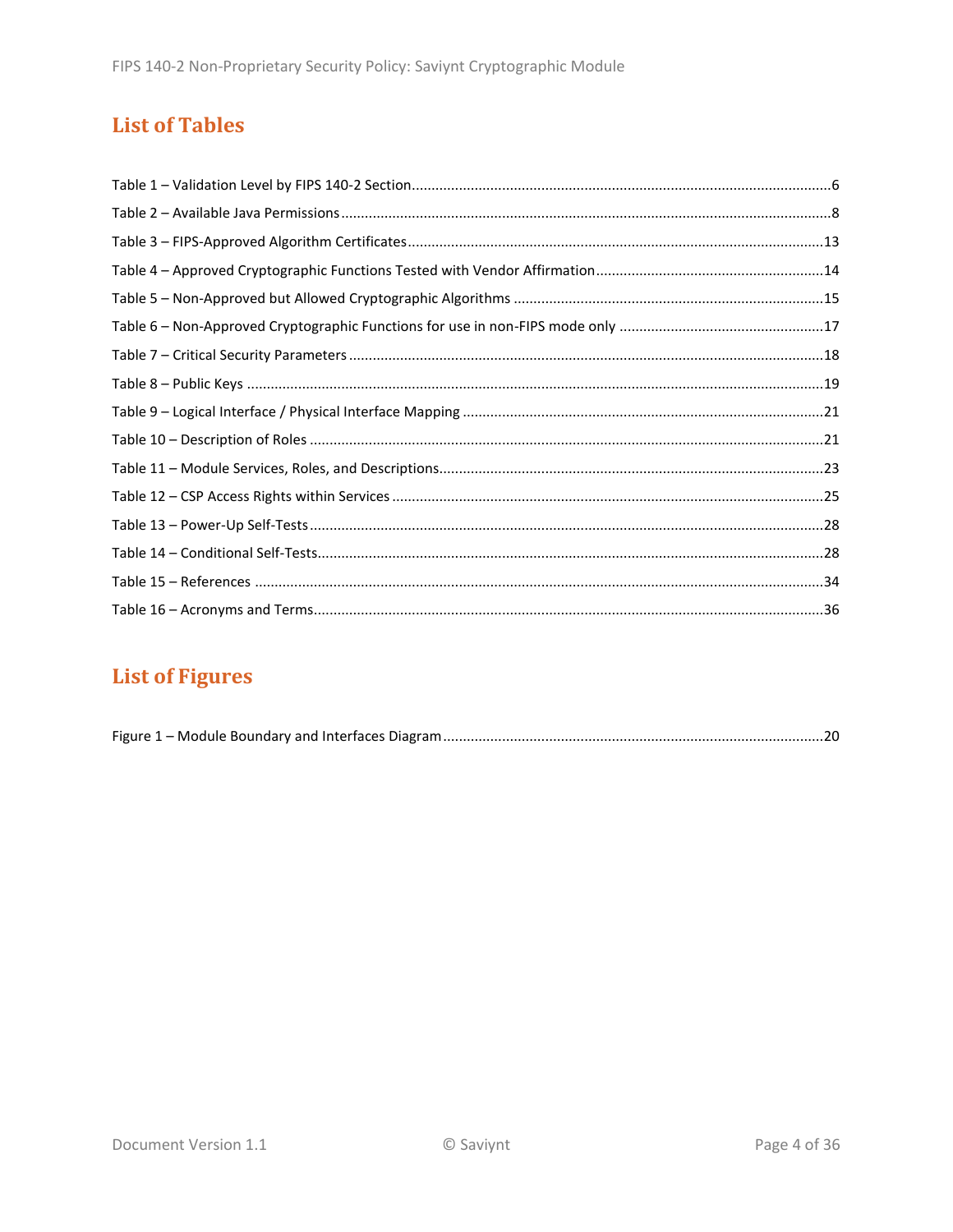## List of Tables

Table 1 – Validation Level by FIPS 140-2 Section ........................................................................................ 6
Table 2 – Available Java Permissions ........................................................................................ 8
Table 3 – FIPS-Approved Algorithm Certificates ........................................................................................ 13
Table 4 – Approved Cryptographic Functions Tested with Vendor Affirmation ........................................................................................ 14
Table 5 – Non-Approved but Allowed Cryptographic Algorithms ........................................................................................ 15
Table 6 – Non-Approved Cryptographic Functions for use in non-FIPS mode only ........................................................................................ 17
Table 7 – Critical Security Parameters ........................................................................................ 18
Table 8 – Public Keys ........................................................................................ 19
Table 9 – Logical Interface / Physical Interface Mapping ........................................................................................ 21
Table 10 – Description of Roles ........................................................................................ 21
Table 11 – Module Services, Roles, and Descriptions ........................................................................................ 23
Table 12 – CSP Access Rights within Services ........................................................................................ 25
Table 13 – Power-Up Self-Tests ........................................................................................ 28
Table 14 – Conditional Self-Tests ........................................................................................ 28
Table 15 – References ........................................................................................ 34
Table 16 – Acronyms and Terms ........................................................................................ 36

## List of Figures

Figure 1 – Module Boundary and Interfaces Diagram ........................................................................................ 20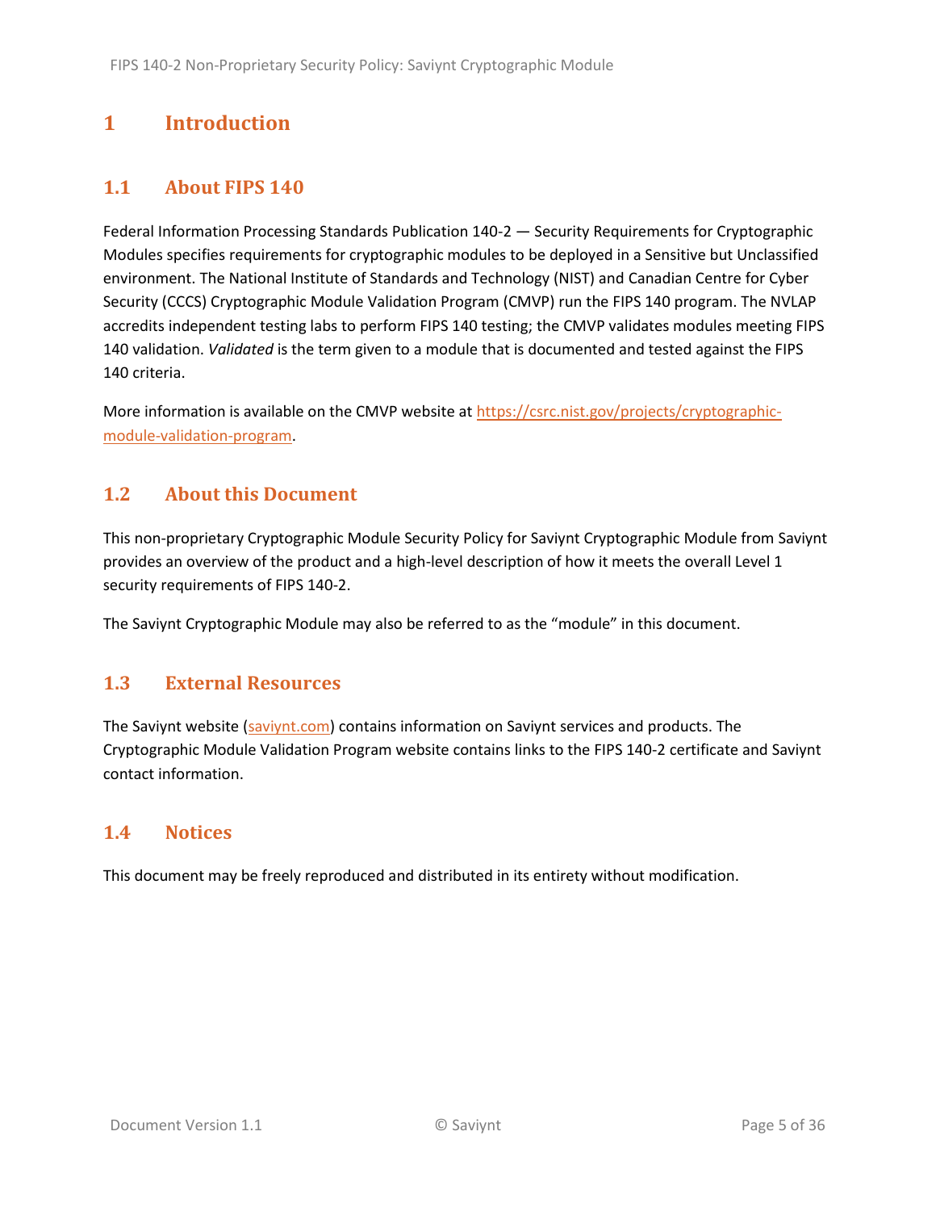# 1 Introduction

## 1.1 About FIPS 140

Federal Information Processing Standards Publication 140-2 — Security Requirements for Cryptographic Modules specifies requirements for cryptographic modules to be deployed in a Sensitive but Unclassified environment. The National Institute of Standards and Technology (NIST) and Canadian Centre for Cyber Security (CCCS) Cryptographic Module Validation Program (CMVP) run the FIPS 140 program. The NVLAP accredits independent testing labs to perform FIPS 140 testing; the CMVP validates modules meeting FIPS 140 validation. *Validated* is the term given to a module that is documented and tested against the FIPS 140 criteria.

More information is available on the CMVP website at [https://csrc.nist.gov/projects/cryptographic-module-validation-program](https://csrc.nist.gov/projects/cryptographic-module-validation-program).

## 1.2 About this Document

This non-proprietary Cryptographic Module Security Policy for Saviynt Cryptographic Module from Saviynt provides an overview of the product and a high-level description of how it meets the overall Level 1 security requirements of FIPS 140-2.

The Saviynt Cryptographic Module may also be referred to as the "module" in this document.

## 1.3 External Resources

The Saviynt website ([saviynt.com](saviynt.com)) contains information on Saviynt services and products. The Cryptographic Module Validation Program website contains links to the FIPS 140-2 certificate and Saviynt contact information.

## 1.4 Notices

This document may be freely reproduced and distributed in its entirety without modification.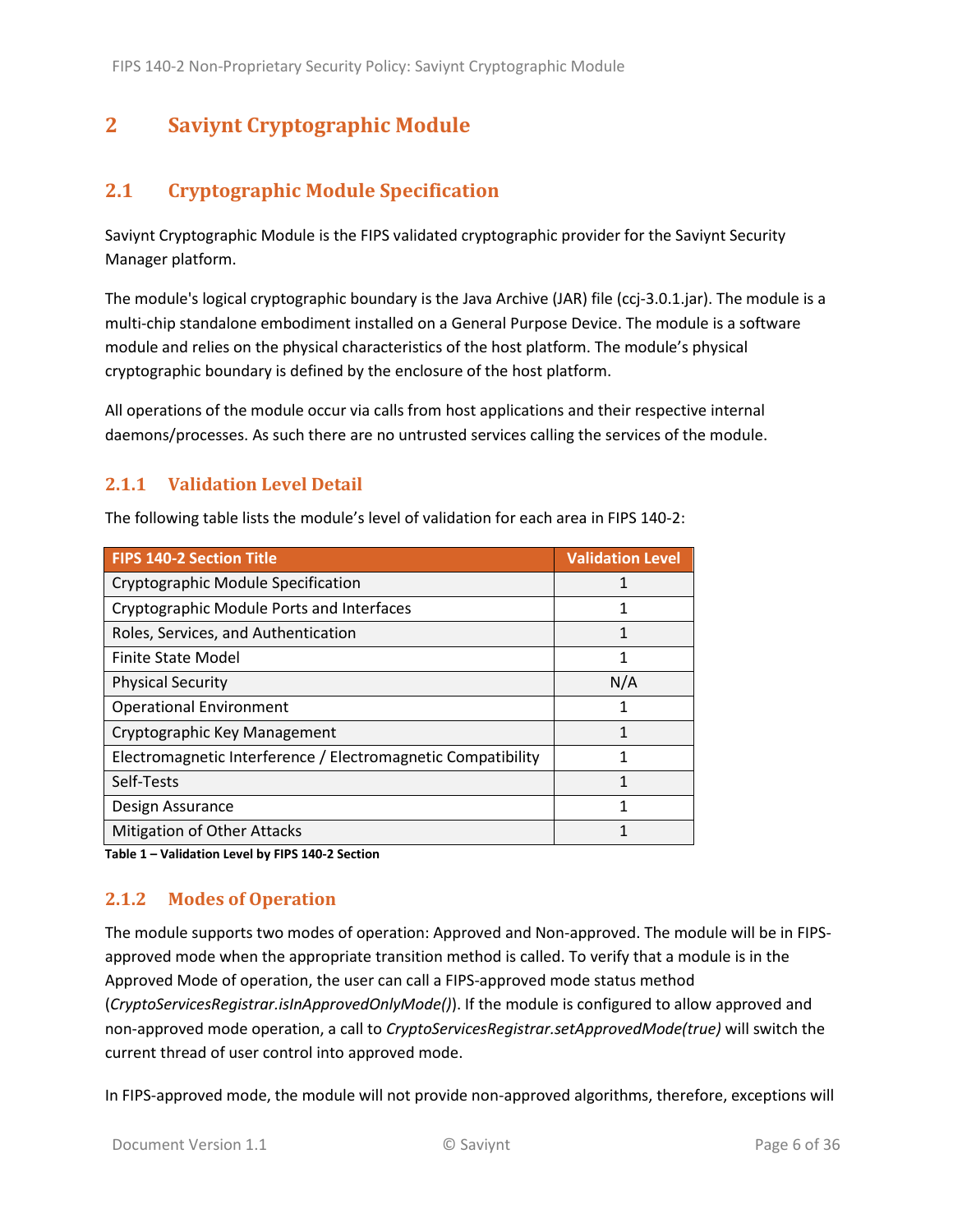# 2 Saviynt Cryptographic Module

## 2.1 Cryptographic Module Specification

Saviynt Cryptographic Module is the FIPS validated cryptographic provider for the Saviynt Security Manager platform.

The module's logical cryptographic boundary is the Java Archive (JAR) file (ccj-3.0.1.jar). The module is a multi-chip standalone embodiment installed on a General Purpose Device. The module is a software module and relies on the physical characteristics of the host platform. The module's physical cryptographic boundary is defined by the enclosure of the host platform.

All operations of the module occur via calls from host applications and their respective internal daemons/processes. As such there are no untrusted services calling the services of the module.

### 2.1.1 Validation Level Detail

The following table lists the module's level of validation for each area in FIPS 140-2:

| FIPS 140-2 Section Title | Validation Level |
|---|---|
| Cryptographic Module Specification | 1 |
| Cryptographic Module Ports and Interfaces | 1 |
| Roles, Services, and Authentication | 1 |
| Finite State Model | 1 |
| Physical Security | N/A |
| Operational Environment | 1 |
| Cryptographic Key Management | 1 |
| Electromagnetic Interference / Electromagnetic Compatibility | 1 |
| Self-Tests | 1 |
| Design Assurance | 1 |
| Mitigation of Other Attacks | 1 |

**Table 1 – Validation Level by FIPS 140-2 Section**

### 2.1.2 Modes of Operation

The module supports two modes of operation: Approved and Non-approved. The module will be in FIPS-approved mode when the appropriate transition method is called. To verify that a module is in the Approved Mode of operation, the user can call a FIPS-approved mode status method (*CryptoServicesRegistrar.isInApprovedOnlyMode()*). If the module is configured to allow approved and non-approved mode operation, a call to *CryptoServicesRegistrar.setApprovedMode(true)* will switch the current thread of user control into approved mode.

In FIPS-approved mode, the module will not provide non-approved algorithms, therefore, exceptions will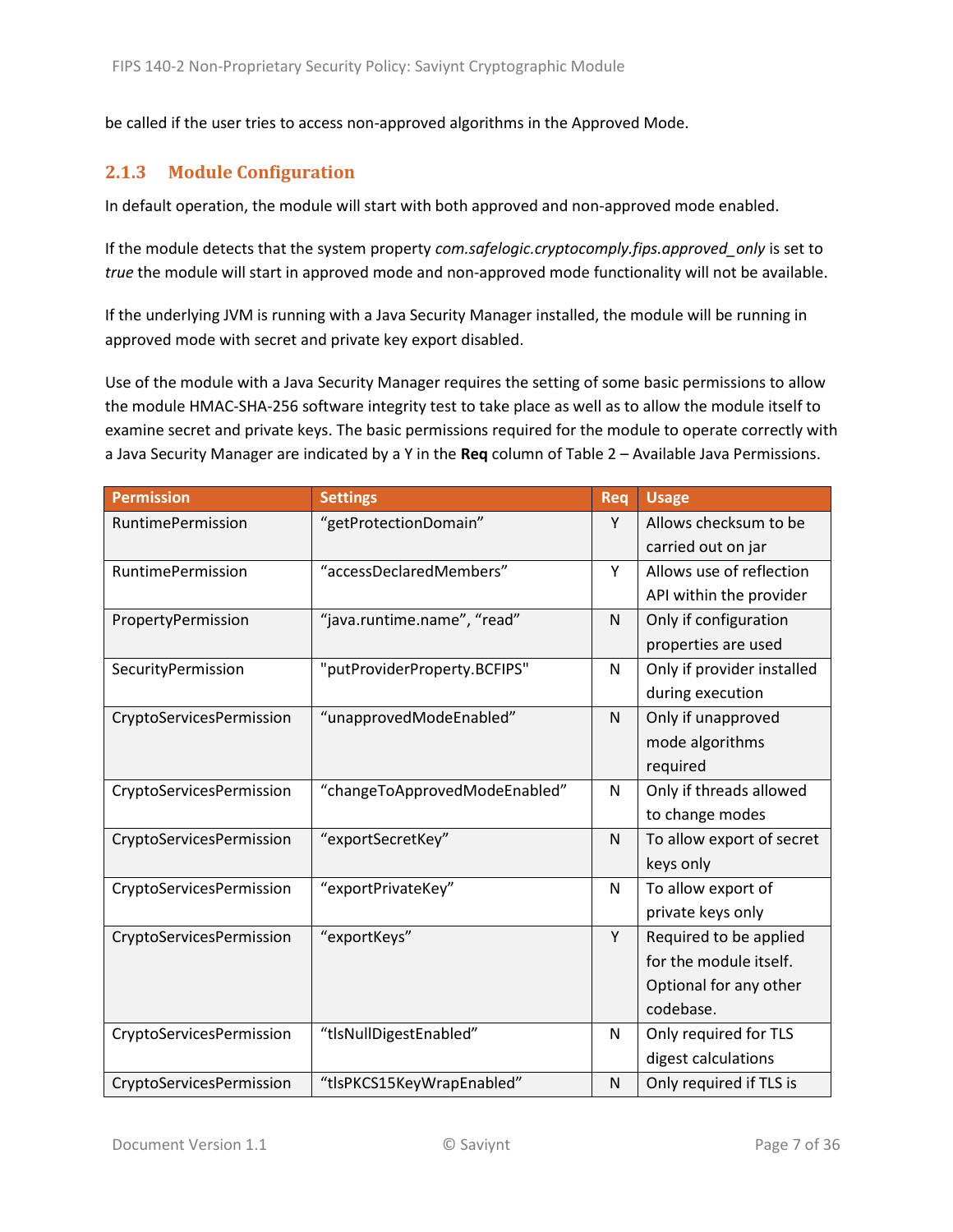be called if the user tries to access non-approved algorithms in the Approved Mode.

### 2.1.3 Module Configuration

In default operation, the module will start with both approved and non-approved mode enabled.

If the module detects that the system property *com.safelogic.cryptocomply.fips.approved_only* is set to *true* the module will start in approved mode and non-approved mode functionality will not be available.

If the underlying JVM is running with a Java Security Manager installed, the module will be running in approved mode with secret and private key export disabled.

Use of the module with a Java Security Manager requires the setting of some basic permissions to allow the module HMAC-SHA-256 software integrity test to take place as well as to allow the module itself to examine secret and private keys. The basic permissions required for the module to operate correctly with a Java Security Manager are indicated by a Y in the **Req** column of Table 2 – Available Java Permissions.

| Permission | Settings | Req | Usage |
|---|---|---|---|
| RuntimePermission | “getProtectionDomain” | Y | Allows checksum to be carried out on jar |
| RuntimePermission | “accessDeclaredMembers” | Y | Allows use of reflection API within the provider |
| PropertyPermission | “java.runtime.name”, “read” | N | Only if configuration properties are used |
| SecurityPermission | "putProviderProperty.BCFIPS" | N | Only if provider installed during execution |
| CryptoServicesPermission | “unapprovedModeEnabled” | N | Only if unapproved mode algorithms required |
| CryptoServicesPermission | “changeToApprovedModeEnabled” | N | Only if threads allowed to change modes |
| CryptoServicesPermission | “exportSecretKey” | N | To allow export of secret keys only |
| CryptoServicesPermission | “exportPrivateKey” | N | To allow export of private keys only |
| CryptoServicesPermission | “exportKeys” | Y | Required to be applied for the module itself. Optional for any other codebase. |
| CryptoServicesPermission | “tlsNullDigestEnabled” | N | Only required for TLS digest calculations |
| CryptoServicesPermission | “tlsPKCS15KeyWrapEnabled” | N | Only required if TLS is |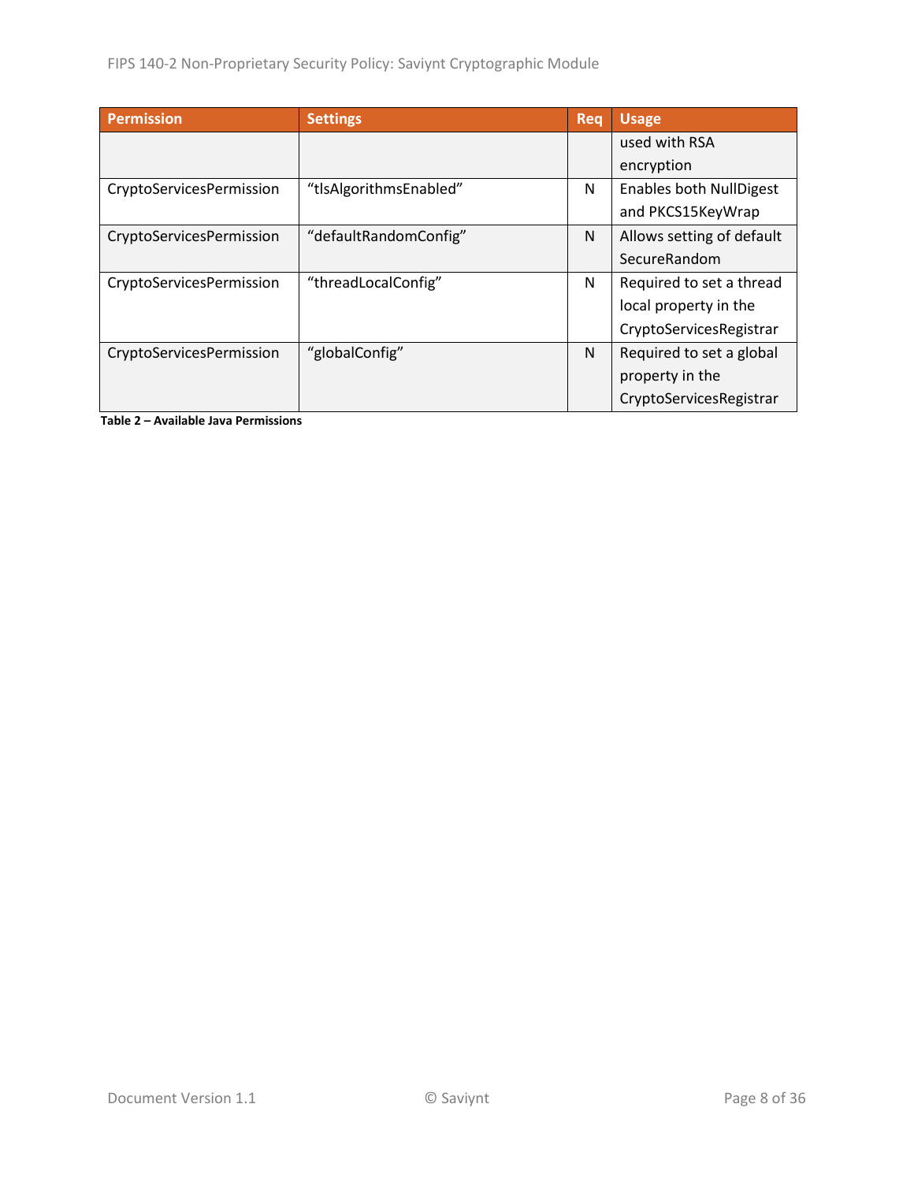| Permission | Settings | Req | Usage |
|---|---|---|---|
| | | | used with RSA encryption |
| CryptoServicesPermission | “tlsAlgorithmsEnabled” | N | Enables both NullDigest and PKCS15KeyWrap |
| CryptoServicesPermission | “defaultRandomConfig” | N | Allows setting of default SecureRandom |
| CryptoServicesPermission | “threadLocalConfig” | N | Required to set a thread local property in the CryptoServicesRegistrar |
| CryptoServicesPermission | “globalConfig” | N | Required to set a global property in the CryptoServicesRegistrar |

**Table 2 – Available Java Permissions**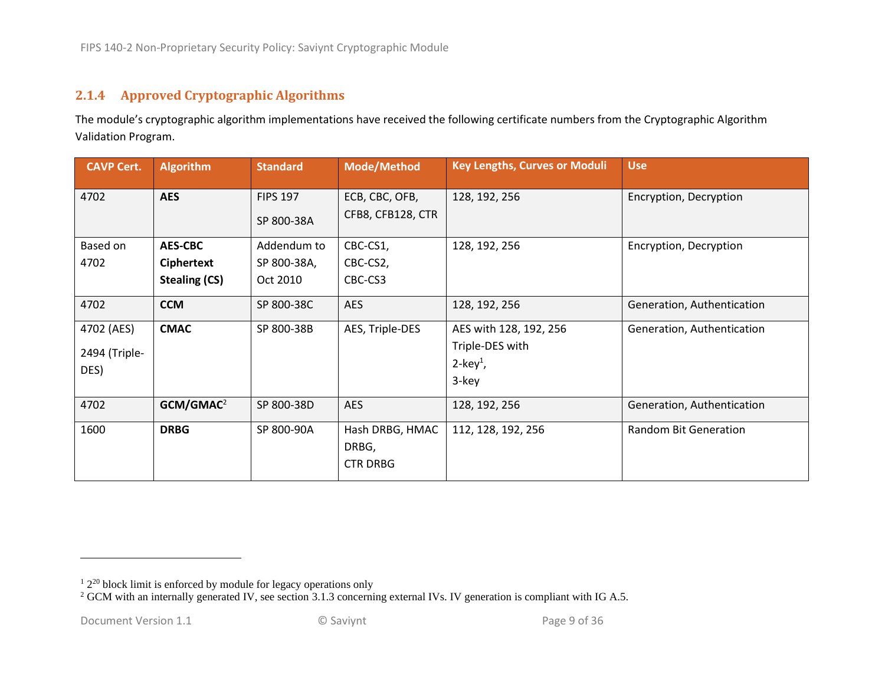### 2.1.4 Approved Cryptographic Algorithms

The module's cryptographic algorithm implementations have received the following certificate numbers from the Cryptographic Algorithm Validation Program.

| CAVP Cert. | Algorithm | Standard | Mode/Method | Key Lengths, Curves or Moduli | Use |
|---|---|---|---|---|---|
| 4702 | **AES** | FIPS 197<br>SP 800-38A | ECB, CBC, OFB, CFB8, CFB128, CTR | 128, 192, 256 | Encryption, Decryption |
| Based on 4702 | **AES-CBC Ciphertext Stealing (CS)** | Addendum to SP 800-38A, Oct 2010 | CBC-CS1,<br>CBC-CS2,<br>CBC-CS3 | 128, 192, 256 | Encryption, Decryption |
| 4702 | **CCM** | SP 800-38C | AES | 128, 192, 256 | Generation, Authentication |
| 4702 (AES)<br>2494 (Triple-DES) | **CMAC** | SP 800-38B | AES, Triple-DES | AES with 128, 192, 256<br>Triple-DES with<br>2-key[1],<br>3-key | Generation, Authentication |
| 4702 | **GCM/GMAC**[2] | SP 800-38D | AES | 128, 192, 256 | Generation, Authentication |
| 1600 | **DRBG** | SP 800-90A | Hash DRBG, HMAC DRBG,<br>CTR DRBG | 112, 128, 192, 256 | Random Bit Generation |

---

[1] $2^{20}$ block limit is enforced by module for legacy operations only

[2] GCM with an internally generated IV, see section 3.1.3 concerning external IVs. IV generation is compliant with IG A.5.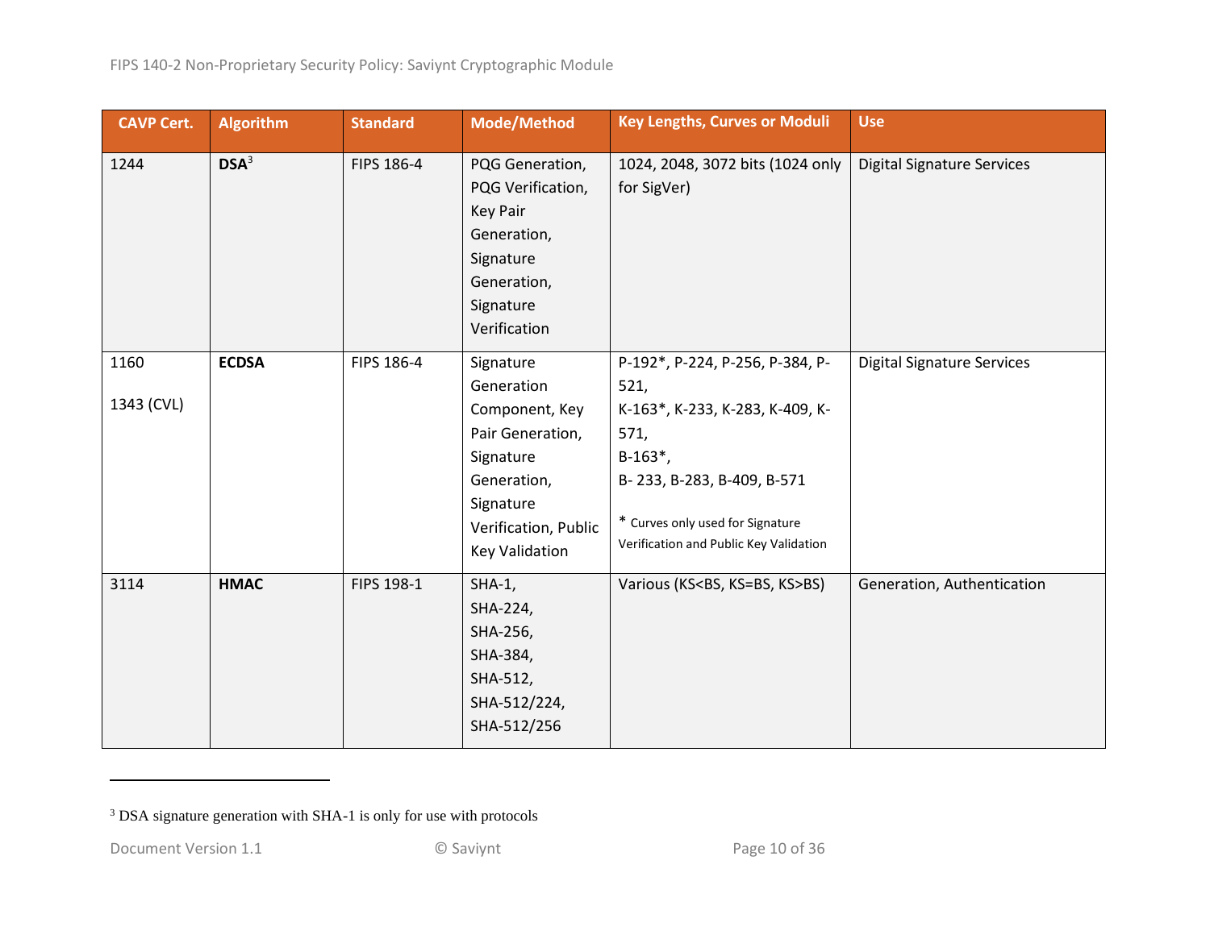| CAVP Cert. | Algorithm | Standard | Mode/Method | Key Lengths, Curves or Moduli | Use |
|---|---|---|---|---|---|
| 1244 | **DSA**[3] | FIPS 186-4 | PQG Generation, PQG Verification, Key Pair Generation, Signature Generation, Signature Verification | 1024, 2048, 3072 bits (1024 only for SigVer) | Digital Signature Services |
| 1160<br><br>1343 (CVL) | **ECDSA** | FIPS 186-4 | Signature Generation Component, Key Pair Generation, Signature Generation, Signature Verification, Public Key Validation | P-192*, P-224, P-256, P-384, P-521,<br>K-163*, K-233, K-283, K-409, K-571,<br>B-163*,<br>B- 233, B-283, B-409, B-571<br><br>* Curves only used for Signature Verification and Public Key Validation | Digital Signature Services |
| 3114 | **HMAC** | FIPS 198-1 | SHA-1,<br>SHA-224,<br>SHA-256,<br>SHA-384,<br>SHA-512,<br>SHA-512/224,<br>SHA-512/256 | Various (KS<BS, KS=BS, KS>BS) | Generation, Authentication |

[3] DSA signature generation with SHA-1 is only for use with protocols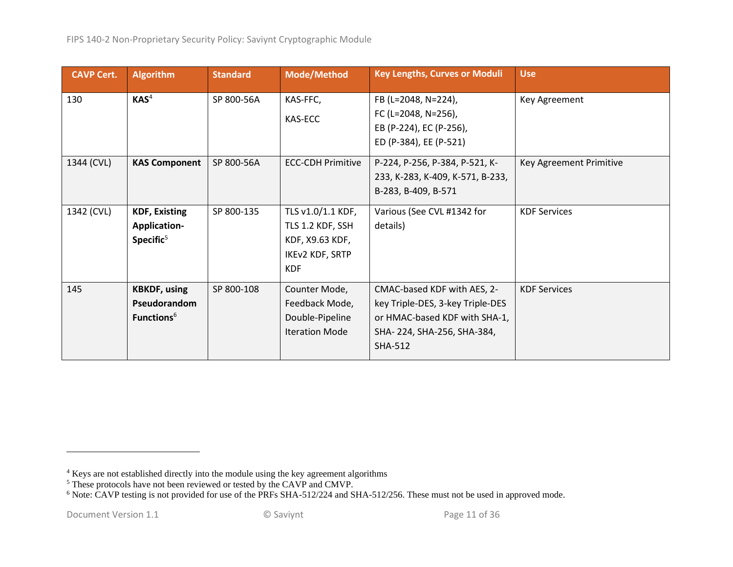| CAVP Cert. | Algorithm | Standard | Mode/Method | Key Lengths, Curves or Moduli | Use |
|---|---|---|---|---|---|
| 130 | **KAS**[4] | SP 800-56A | KAS-FFC, KAS-ECC | FB (L=2048, N=224), FC (L=2048, N=256), EB (P-224), EC (P-256), ED (P-384), EE (P-521) | Key Agreement |
| 1344 (CVL) | **KAS Component** | SP 800-56A | ECC-CDH Primitive | P-224, P-256, P-384, P-521, K-233, K-283, K-409, K-571, B-233, B-283, B-409, B-571 | Key Agreement Primitive |
| 1342 (CVL) | **KDF, Existing Application-Specific**[5] | SP 800-135 | TLS v1.0/1.1 KDF, TLS 1.2 KDF, SSH KDF, X9.63 KDF, IKEv2 KDF, SRTP KDF | Various (See CVL #1342 for details) | KDF Services |
| 145 | **KBKDF, using Pseudorandom Functions**[6] | SP 800-108 | Counter Mode, Feedback Mode, Double-Pipeline Iteration Mode | CMAC-based KDF with AES, 2-key Triple-DES, 3-key Triple-DES or HMAC-based KDF with SHA-1, SHA- 224, SHA-256, SHA-384, SHA-512 | KDF Services |

[4] Keys are not established directly into the module using the key agreement algorithms

[5] These protocols have not been reviewed or tested by the CAVP and CMVP.

[6] Note: CAVP testing is not provided for use of the PRFs SHA-512/224 and SHA-512/256. These must not be used in approved mode.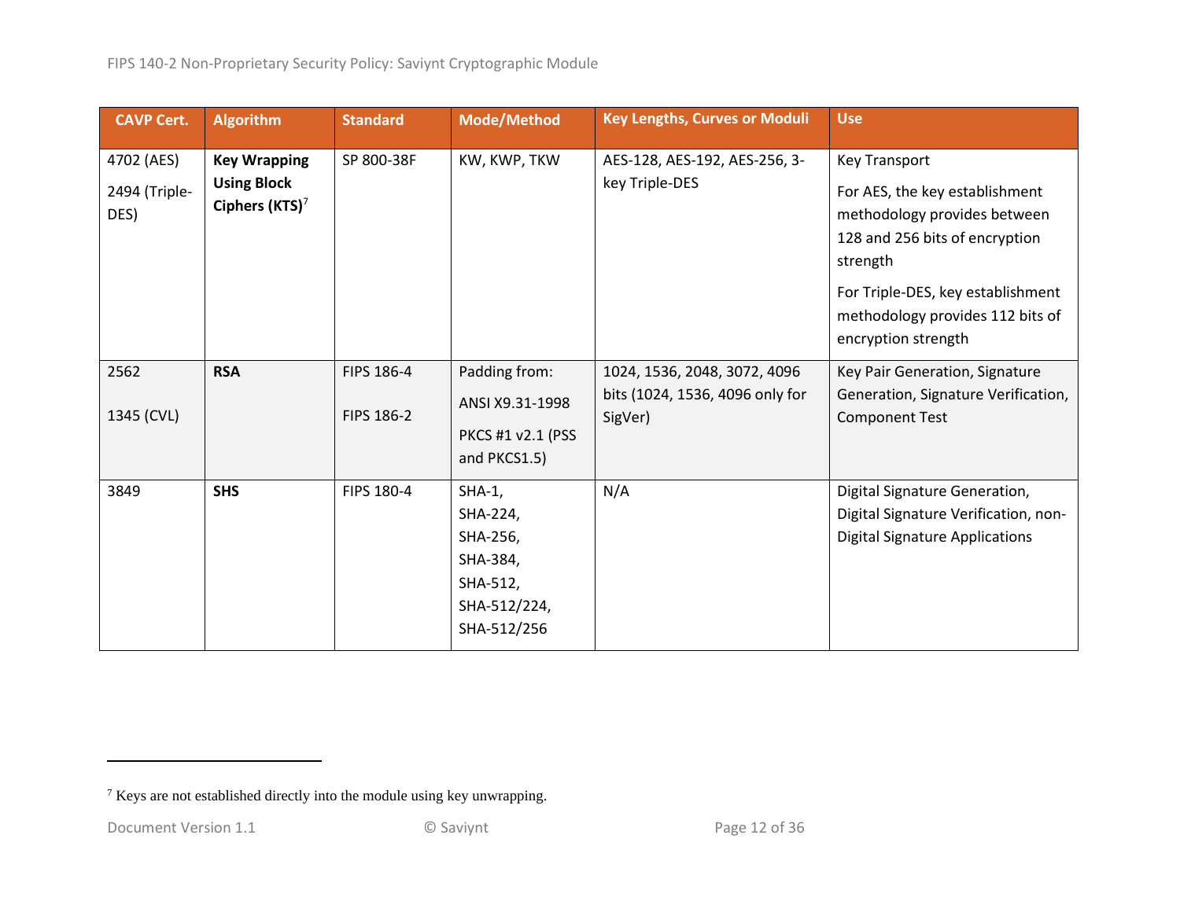| CAVP Cert. | Algorithm | Standard | Mode/Method | Key Lengths, Curves or Moduli | Use |
|---|---|---|---|---|---|
| 4702 (AES)<br>2494 (Triple-DES) | **Key Wrapping Using Block Ciphers (KTS)**[7] | SP 800-38F | KW, KWP, TKW | AES-128, AES-192, AES-256, 3-key Triple-DES | Key Transport<br>For AES, the key establishment methodology provides between 128 and 256 bits of encryption strength<br>For Triple-DES, key establishment methodology provides 112 bits of encryption strength |
| 2562<br>1345 (CVL) | **RSA** | FIPS 186-4<br>FIPS 186-2 | Padding from:<br>ANSI X9.31-1998<br>PKCS #1 v2.1 (PSS and PKCS1.5) | 1024, 1536, 2048, 3072, 4096 bits (1024, 1536, 4096 only for SigVer) | Key Pair Generation, Signature Generation, Signature Verification, Component Test |
| 3849 | **SHS** | FIPS 180-4 | SHA-1,<br>SHA-224,<br>SHA-256,<br>SHA-384,<br>SHA-512,<br>SHA-512/224,<br>SHA-512/256 | N/A | Digital Signature Generation, Digital Signature Verification, non-Digital Signature Applications |

[7] Keys are not established directly into the module using key unwrapping.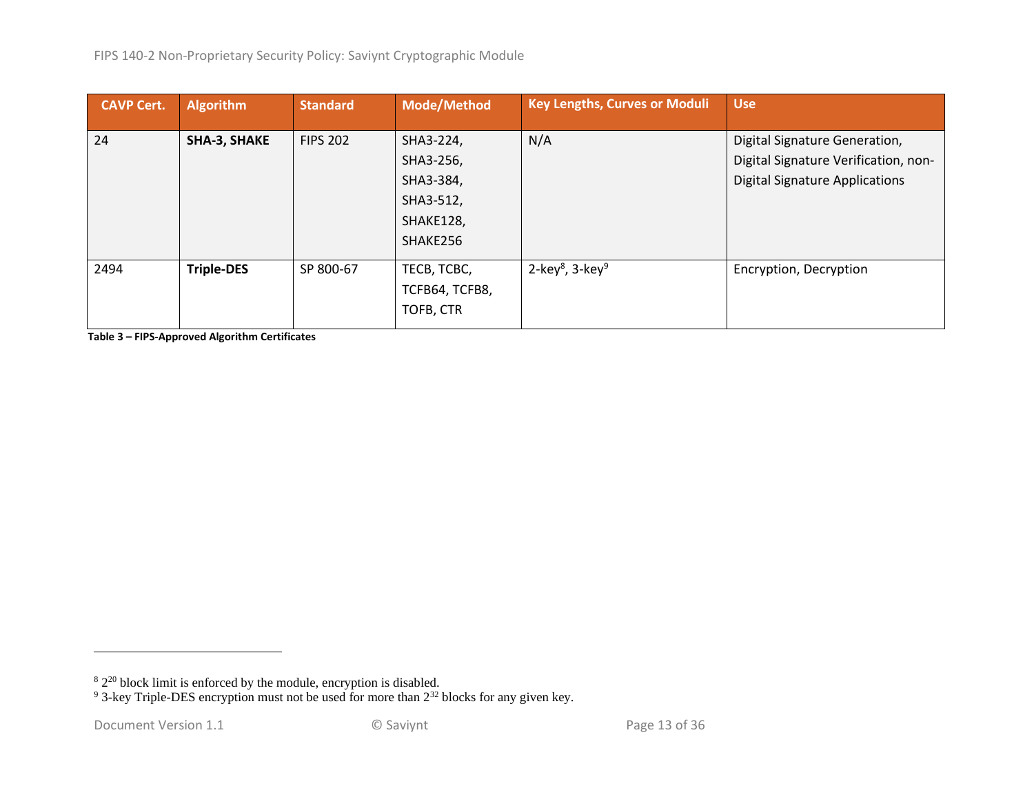| CAVP Cert. | Algorithm | Standard | Mode/Method | Key Lengths, Curves or Moduli | Use |
|---|---|---|---|---|---|
| 24 | **SHA-3, SHAKE** | FIPS 202 | SHA3-224, SHA3-256, SHA3-384, SHA3-512, SHAKE128, SHAKE256 | N/A | Digital Signature Generation, Digital Signature Verification, non-Digital Signature Applications |
| 2494 | **Triple-DES** | SP 800-67 | TECB, TCBC, TCFB64, TCFB8, TOFB, CTR | 2-key[8], 3-key[9] | Encryption, Decryption |

**Table 3 – FIPS-Approved Algorithm Certificates**

[8] $2^{20}$ block limit is enforced by the module, encryption is disabled.

[9] 3-key Triple-DES encryption must not be used for more than $2^{32}$ blocks for any given key.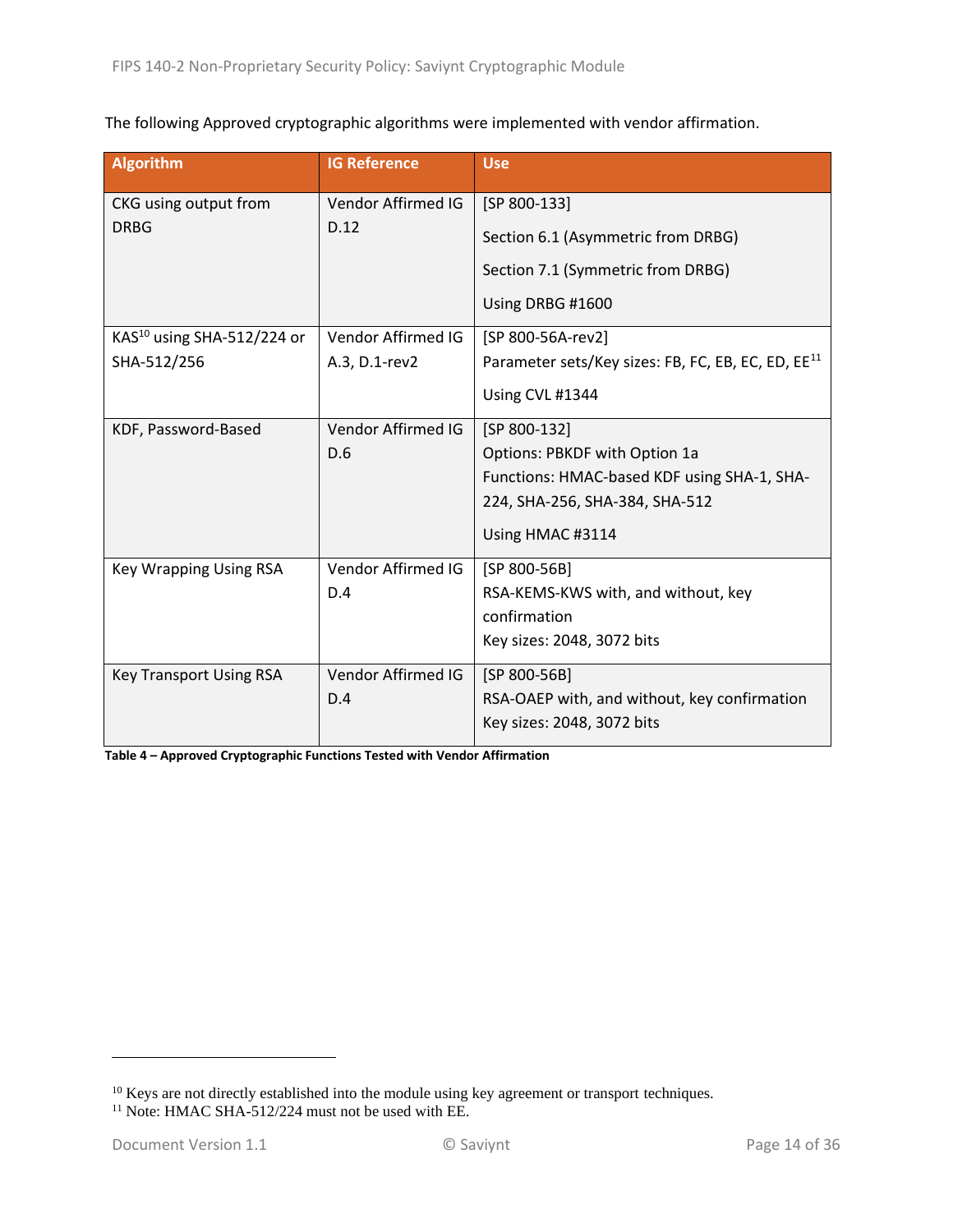The following Approved cryptographic algorithms were implemented with vendor affirmation.

| Algorithm | IG Reference | Use |
|---|---|---|
| CKG using output from DRBG | Vendor Affirmed IG D.12 | [SP 800-133]<br>Section 6.1 (Asymmetric from DRBG)<br>Section 7.1 (Symmetric from DRBG)<br>Using DRBG #1600 |
| KAS[10] using SHA-512/224 or SHA-512/256 | Vendor Affirmed IG A.3, D.1-rev2 | [SP 800-56A-rev2]<br>Parameter sets/Key sizes: FB, FC, EB, EC, ED, EE[11]<br>Using CVL #1344 |
| KDF, Password-Based | Vendor Affirmed IG D.6 | [SP 800-132]<br>Options: PBKDF with Option 1a<br>Functions: HMAC-based KDF using SHA-1, SHA-224, SHA-256, SHA-384, SHA-512<br>Using HMAC #3114 |
| Key Wrapping Using RSA | Vendor Affirmed IG D.4 | [SP 800-56B]<br>RSA-KEMS-KWS with, and without, key confirmation<br>Key sizes: 2048, 3072 bits |
| Key Transport Using RSA | Vendor Affirmed IG D.4 | [SP 800-56B]<br>RSA-OAEP with, and without, key confirmation<br>Key sizes: 2048, 3072 bits |

**Table 4 – Approved Cryptographic Functions Tested with Vendor Affirmation**

[10] Keys are not directly established into the module using key agreement or transport techniques.
[11] Note: HMAC SHA-512/224 must not be used with EE.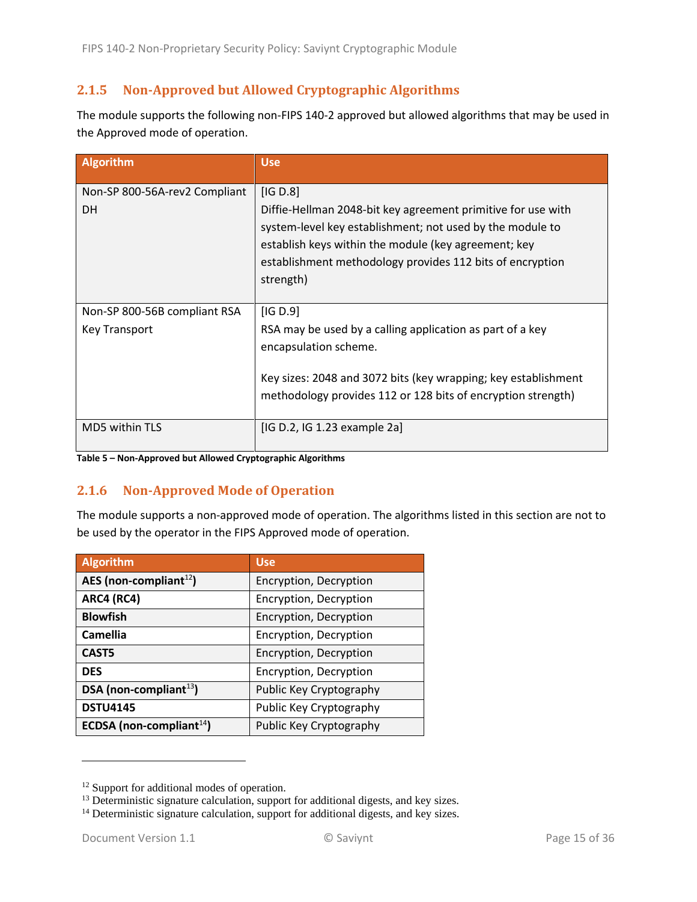### 2.1.5 Non-Approved but Allowed Cryptographic Algorithms

The module supports the following non-FIPS 140-2 approved but allowed algorithms that may be used in the Approved mode of operation.

| Algorithm | Use |
|---|---|
| Non-SP 800-56A-rev2 Compliant DH | [IG D.8] Diffie-Hellman 2048-bit key agreement primitive for use with system-level key establishment; not used by the module to establish keys within the module (key agreement; key establishment methodology provides 112 bits of encryption strength) |
| Non-SP 800-56B compliant RSA Key Transport | [IG D.9] RSA may be used by a calling application as part of a key encapsulation scheme.<br><br>Key sizes: 2048 and 3072 bits (key wrapping; key establishment methodology provides 112 or 128 bits of encryption strength) |
| MD5 within TLS | [IG D.2, IG 1.23 example 2a] |

**Table 5 – Non-Approved but Allowed Cryptographic Algorithms**

### 2.1.6 Non-Approved Mode of Operation

The module supports a non-approved mode of operation. The algorithms listed in this section are not to be used by the operator in the FIPS Approved mode of operation.

| Algorithm | Use |
|---|---|
| **AES (non-compliant[12])** | Encryption, Decryption |
| **ARC4 (RC4)** | Encryption, Decryption |
| **Blowfish** | Encryption, Decryption |
| **Camellia** | Encryption, Decryption |
| **CAST5** | Encryption, Decryption |
| **DES** | Encryption, Decryption |
| **DSA (non-compliant[13])** | Public Key Cryptography |
| **DSTU4145** | Public Key Cryptography |
| **ECDSA (non-compliant[14])** | Public Key Cryptography |

[12] Support for additional modes of operation.
[13] Deterministic signature calculation, support for additional digests, and key sizes.
[14] Deterministic signature calculation, support for additional digests, and key sizes.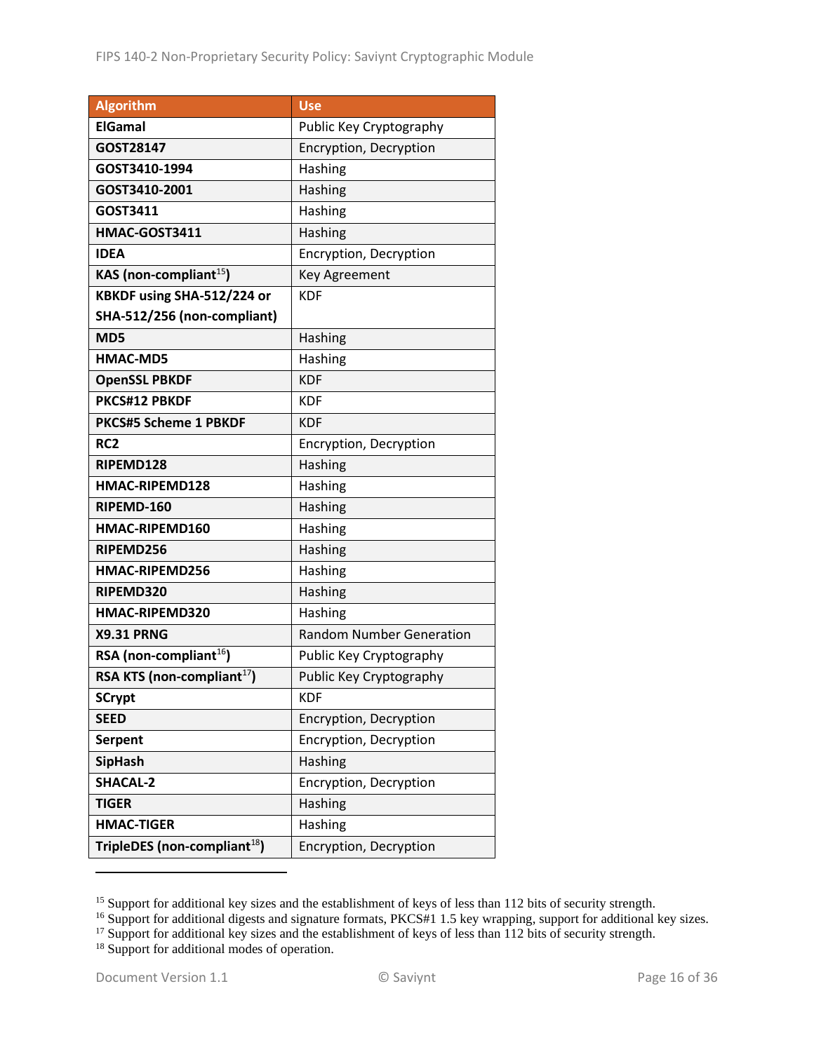| Algorithm | Use |
| --- | --- |
| **ElGamal** | Public Key Cryptography |
| **GOST28147** | Encryption, Decryption |
| **GOST3410-1994** | Hashing |
| **GOST3410-2001** | Hashing |
| **GOST3411** | Hashing |
| **HMAC-GOST3411** | Hashing |
| **IDEA** | Encryption, Decryption |
| **KAS (non-compliant[15])** | Key Agreement |
| **KBKDF using SHA-512/224 or SHA-512/256 (non-compliant)** | KDF |
| **MD5** | Hashing |
| **HMAC-MD5** | Hashing |
| **OpenSSL PBKDF** | KDF |
| **PKCS#12 PBKDF** | KDF |
| **PKCS#5 Scheme 1 PBKDF** | KDF |
| **RC2** | Encryption, Decryption |
| **RIPEMD128** | Hashing |
| **HMAC-RIPEMD128** | Hashing |
| **RIPEMD-160** | Hashing |
| **HMAC-RIPEMD160** | Hashing |
| **RIPEMD256** | Hashing |
| **HMAC-RIPEMD256** | Hashing |
| **RIPEMD320** | Hashing |
| **HMAC-RIPEMD320** | Hashing |
| **X9.31 PRNG** | Random Number Generation |
| **RSA (non-compliant[16])** | Public Key Cryptography |
| **RSA KTS (non-compliant[17])** | Public Key Cryptography |
| **SCrypt** | KDF |
| **SEED** | Encryption, Decryption |
| **Serpent** | Encryption, Decryption |
| **SipHash** | Hashing |
| **SHACAL-2** | Encryption, Decryption |
| **TIGER** | Hashing |
| **HMAC-TIGER** | Hashing |
| **TripleDES (non-compliant[18])** | Encryption, Decryption |

[15] Support for additional key sizes and the establishment of keys of less than 112 bits of security strength.

[16] Support for additional digests and signature formats, PKCS#1 1.5 key wrapping, support for additional key sizes.

[17] Support for additional key sizes and the establishment of keys of less than 112 bits of security strength.

[18] Support for additional modes of operation.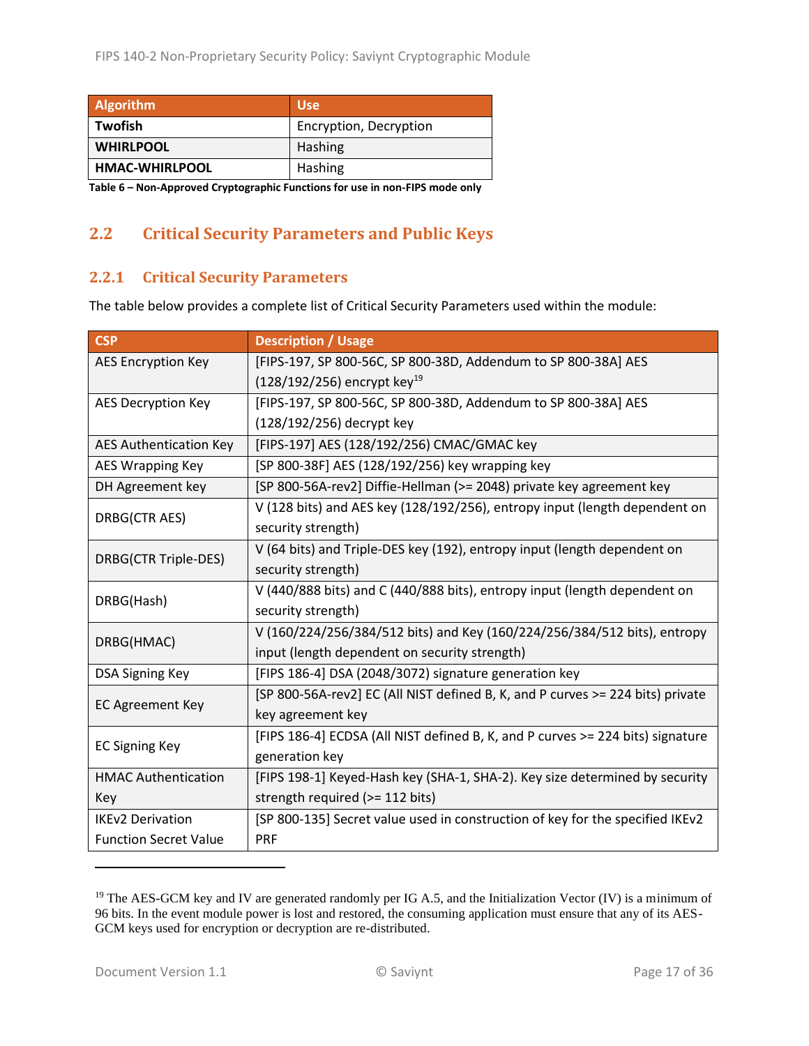| Algorithm | Use |
|---|---|
| **Twofish** | Encryption, Decryption |
| **WHIRLPOOL** | Hashing |
| **HMAC-WHIRLPOOL** | Hashing |

**Table 6 – Non-Approved Cryptographic Functions for use in non-FIPS mode only**

## 2.2 Critical Security Parameters and Public Keys

### 2.2.1 Critical Security Parameters

The table below provides a complete list of Critical Security Parameters used within the module:

| CSP | Description / Usage |
|---|---|
| AES Encryption Key | [FIPS-197, SP 800-56C, SP 800-38D, Addendum to SP 800-38A] AES (128/192/256) encrypt key[19] |
| AES Decryption Key | [FIPS-197, SP 800-56C, SP 800-38D, Addendum to SP 800-38A] AES (128/192/256) decrypt key |
| AES Authentication Key | [FIPS-197] AES (128/192/256) CMAC/GMAC key |
| AES Wrapping Key | [SP 800-38F] AES (128/192/256) key wrapping key |
| DH Agreement key | [SP 800-56A-rev2] Diffie-Hellman (>= 2048) private key agreement key |
| DRBG(CTR AES) | V (128 bits) and AES key (128/192/256), entropy input (length dependent on security strength) |
| DRBG(CTR Triple-DES) | V (64 bits) and Triple-DES key (192), entropy input (length dependent on security strength) |
| DRBG(Hash) | V (440/888 bits) and C (440/888 bits), entropy input (length dependent on security strength) |
| DRBG(HMAC) | V (160/224/256/384/512 bits) and Key (160/224/256/384/512 bits), entropy input (length dependent on security strength) |
| DSA Signing Key | [FIPS 186-4] DSA (2048/3072) signature generation key |
| EC Agreement Key | [SP 800-56A-rev2] EC (All NIST defined B, K, and P curves >= 224 bits) private key agreement key |
| EC Signing Key | [FIPS 186-4] ECDSA (All NIST defined B, K, and P curves >= 224 bits) signature generation key |
| HMAC Authentication Key | [FIPS 198-1] Keyed-Hash key (SHA-1, SHA-2). Key size determined by security strength required (>= 112 bits) |
| IKEv2 Derivation Function Secret Value | [SP 800-135] Secret value used in construction of key for the specified IKEv2 PRF |

[19] The AES-GCM key and IV are generated randomly per IG A.5, and the Initialization Vector (IV) is a minimum of 96 bits. In the event module power is lost and restored, the consuming application must ensure that any of its AES-GCM keys used for encryption or decryption are re-distributed.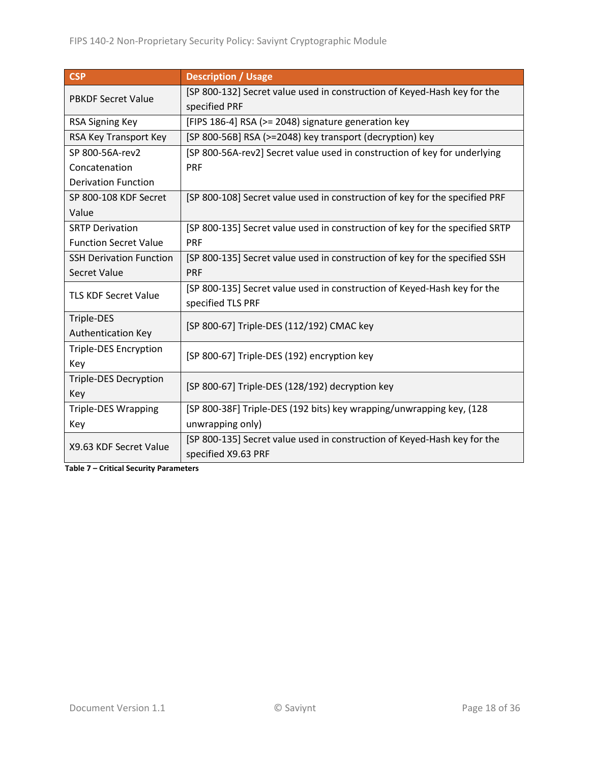| CSP | Description / Usage |
| --- | --- |
| PBKDF Secret Value | [SP 800-132] Secret value used in construction of Keyed-Hash key for the specified PRF |
| RSA Signing Key | [FIPS 186-4] RSA (>= 2048) signature generation key |
| RSA Key Transport Key | [SP 800-56B] RSA (>=2048) key transport (decryption) key |
| SP 800-56A-rev2 Concatenation Derivation Function | [SP 800-56A-rev2] Secret value used in construction of key for underlying PRF |
| SP 800-108 KDF Secret Value | [SP 800-108] Secret value used in construction of key for the specified PRF |
| SRTP Derivation Function Secret Value | [SP 800-135] Secret value used in construction of key for the specified SRTP PRF |
| SSH Derivation Function Secret Value | [SP 800-135] Secret value used in construction of key for the specified SSH PRF |
| TLS KDF Secret Value | [SP 800-135] Secret value used in construction of Keyed-Hash key for the specified TLS PRF |
| Triple-DES Authentication Key | [SP 800-67] Triple-DES (112/192) CMAC key |
| Triple-DES Encryption Key | [SP 800-67] Triple-DES (192) encryption key |
| Triple-DES Decryption Key | [SP 800-67] Triple-DES (128/192) decryption key |
| Triple-DES Wrapping Key | [SP 800-38F] Triple-DES (192 bits) key wrapping/unwrapping key, (128 unwrapping only) |
| X9.63 KDF Secret Value | [SP 800-135] Secret value used in construction of Keyed-Hash key for the specified X9.63 PRF |

**Table 7 – Critical Security Parameters**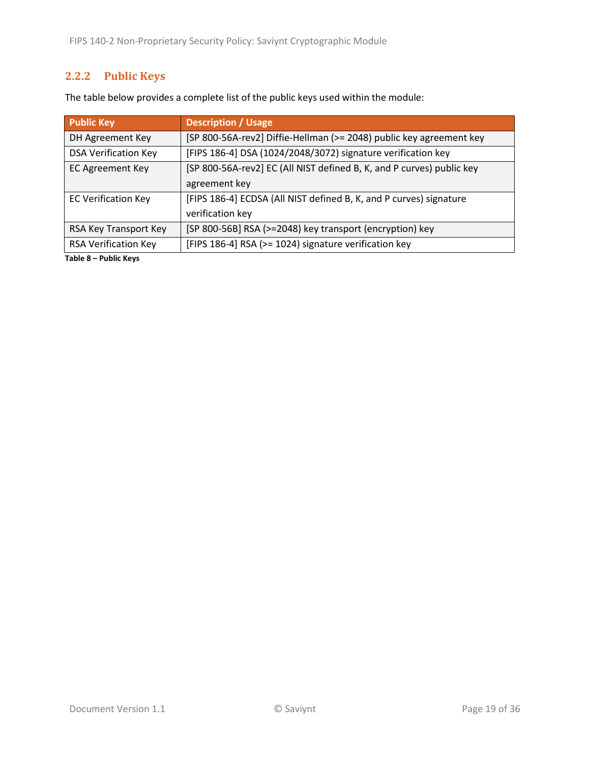### 2.2.2 Public Keys

The table below provides a complete list of the public keys used within the module:

| Public Key | Description / Usage |
|---|---|
| DH Agreement Key | [SP 800-56A-rev2] Diffie-Hellman (>= 2048) public key agreement key |
| DSA Verification Key | [FIPS 186-4] DSA (1024/2048/3072) signature verification key |
| EC Agreement Key | [SP 800-56A-rev2] EC (All NIST defined B, K, and P curves) public key agreement key |
| EC Verification Key | [FIPS 186-4] ECDSA (All NIST defined B, K, and P curves) signature verification key |
| RSA Key Transport Key | [SP 800-56B] RSA (>=2048) key transport (encryption) key |
| RSA Verification Key | [FIPS 186-4] RSA (>= 1024) signature verification key |

**Table 8 – Public Keys**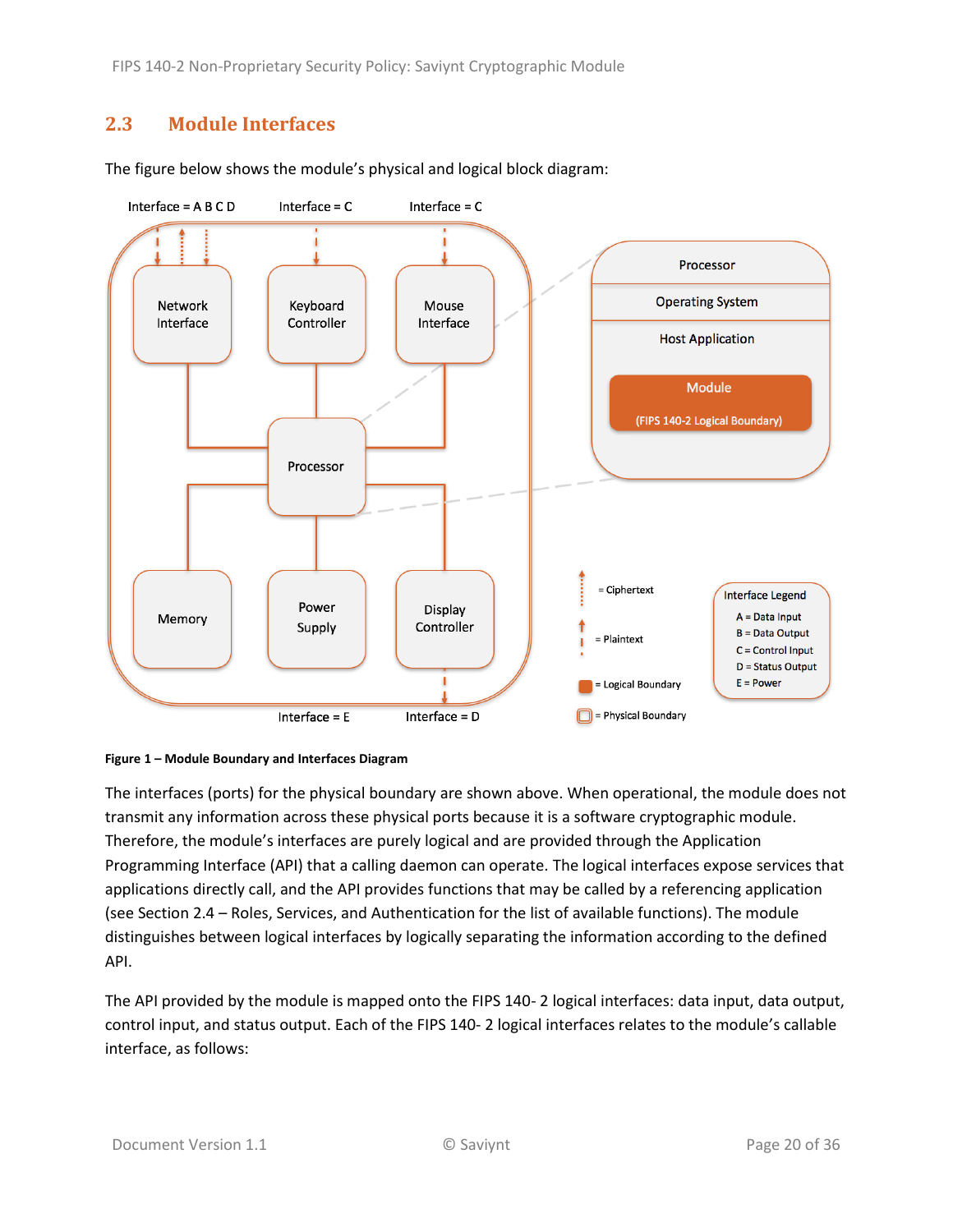## 2.3 Module Interfaces

The figure below shows the module's physical and logical block diagram:

**Figure 1 – Module Boundary and Interfaces Diagram**

The interfaces (ports) for the physical boundary are shown above. When operational, the module does not transmit any information across these physical ports because it is a software cryptographic module. Therefore, the module's interfaces are purely logical and are provided through the Application Programming Interface (API) that a calling daemon can operate. The logical interfaces expose services that applications directly call, and the API provides functions that may be called by a referencing application (see Section 2.4 – Roles, Services, and Authentication for the list of available functions). The module distinguishes between logical interfaces by logically separating the information according to the defined API.

The API provided by the module is mapped onto the FIPS 140- 2 logical interfaces: data input, data output, control input, and status output. Each of the FIPS 140- 2 logical interfaces relates to the module's callable interface, as follows: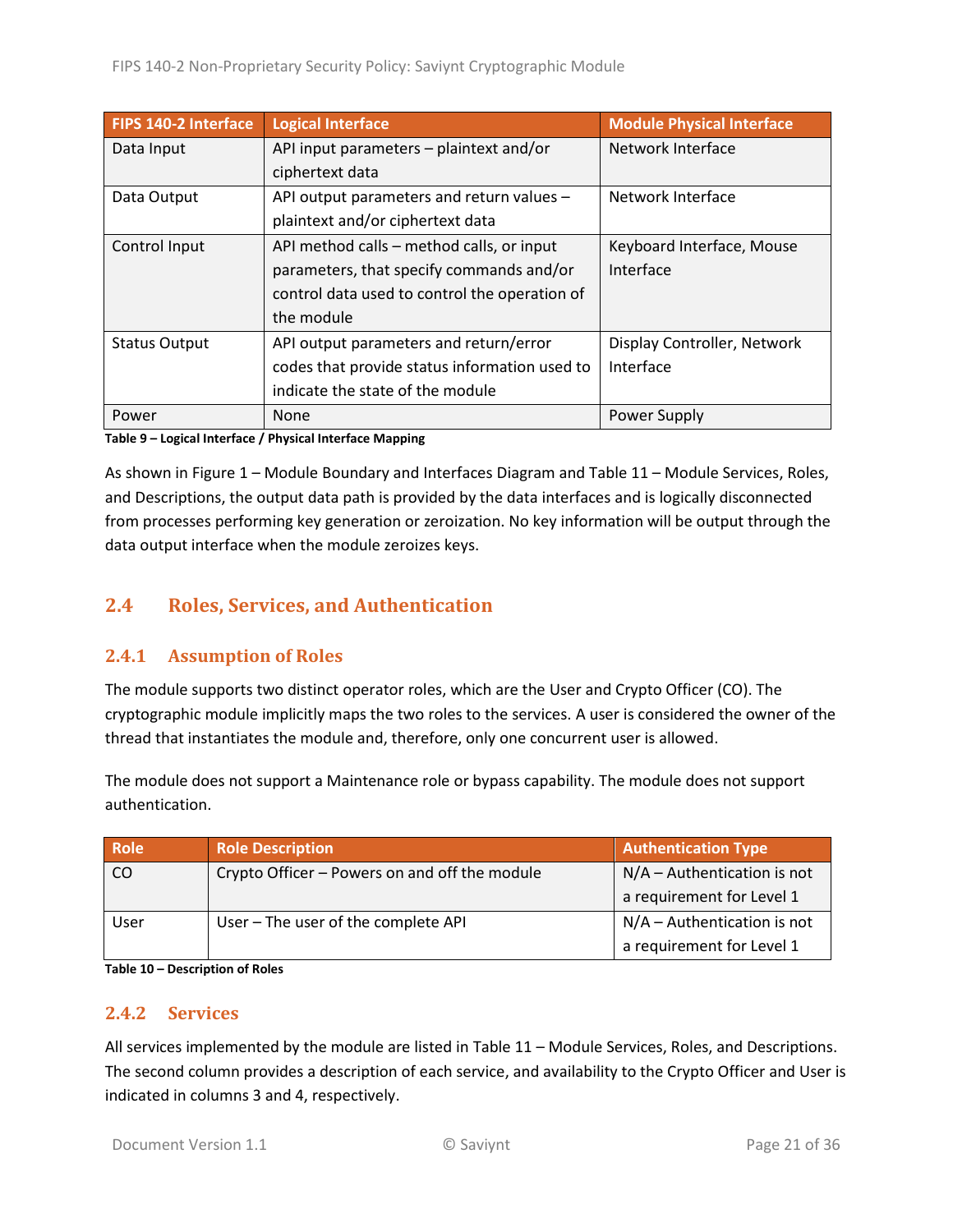| FIPS 140-2 Interface | Logical Interface | Module Physical Interface |
|---|---|---|
| Data Input | API input parameters – plaintext and/or ciphertext data | Network Interface |
| Data Output | API output parameters and return values – plaintext and/or ciphertext data | Network Interface |
| Control Input | API method calls – method calls, or input parameters, that specify commands and/or control data used to control the operation of the module | Keyboard Interface, Mouse Interface |
| Status Output | API output parameters and return/error codes that provide status information used to indicate the state of the module | Display Controller, Network Interface |
| Power | None | Power Supply |

**Table 9 – Logical Interface / Physical Interface Mapping**

As shown in Figure 1 – Module Boundary and Interfaces Diagram and Table 11 – Module Services, Roles, and Descriptions, the output data path is provided by the data interfaces and is logically disconnected from processes performing key generation or zeroization. No key information will be output through the data output interface when the module zeroizes keys.

## 2.4 Roles, Services, and Authentication

### 2.4.1 Assumption of Roles

The module supports two distinct operator roles, which are the User and Crypto Officer (CO). The cryptographic module implicitly maps the two roles to the services. A user is considered the owner of the thread that instantiates the module and, therefore, only one concurrent user is allowed.

The module does not support a Maintenance role or bypass capability. The module does not support authentication.

| Role | Role Description | Authentication Type |
|---|---|---|
| CO | Crypto Officer – Powers on and off the module | N/A – Authentication is not a requirement for Level 1 |
| User | User – The user of the complete API | N/A – Authentication is not a requirement for Level 1 |

**Table 10 – Description of Roles**

### 2.4.2 Services

All services implemented by the module are listed in Table 11 – Module Services, Roles, and Descriptions. The second column provides a description of each service, and availability to the Crypto Officer and User is indicated in columns 3 and 4, respectively.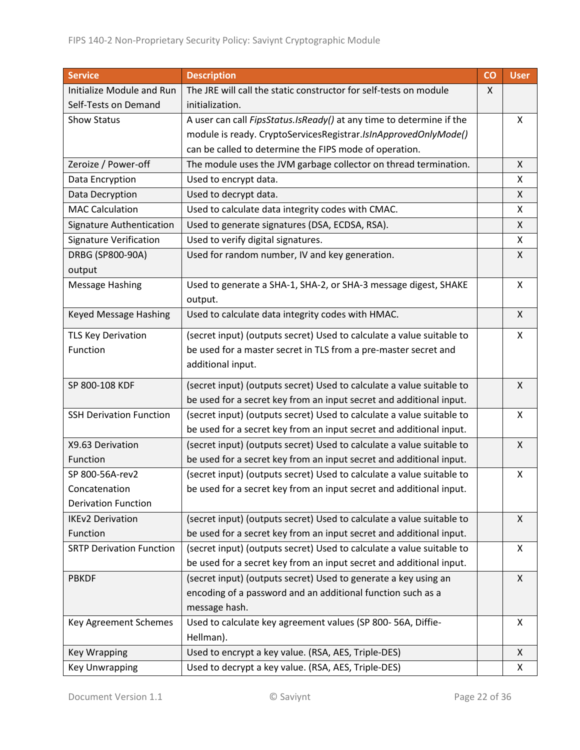| Service | Description | CO | User |
|---|---|---|---|
| Initialize Module and Run Self-Tests on Demand | The JRE will call the static constructor for self-tests on module initialization. | X | |
| Show Status | A user can call *FipsStatus.IsReady()* at any time to determine if the module is ready. CryptoServicesRegistrar.*IsInApprovedOnlyMode()* can be called to determine the FIPS mode of operation. | | X |
| Zeroize / Power-off | The module uses the JVM garbage collector on thread termination. | | X |
| Data Encryption | Used to encrypt data. | | X |
| Data Decryption | Used to decrypt data. | | X |
| MAC Calculation | Used to calculate data integrity codes with CMAC. | | X |
| Signature Authentication | Used to generate signatures (DSA, ECDSA, RSA). | | X |
| Signature Verification | Used to verify digital signatures. | | X |
| DRBG (SP800-90A) output | Used for random number, IV and key generation. | | X |
| Message Hashing | Used to generate a SHA-1, SHA-2, or SHA-3 message digest, SHAKE output. | | X |
| Keyed Message Hashing | Used to calculate data integrity codes with HMAC. | | X |
| TLS Key Derivation Function | (secret input) (outputs secret) Used to calculate a value suitable to be used for a master secret in TLS from a pre-master secret and additional input. | | X |
| SP 800-108 KDF | (secret input) (outputs secret) Used to calculate a value suitable to be used for a secret key from an input secret and additional input. | | X |
| SSH Derivation Function | (secret input) (outputs secret) Used to calculate a value suitable to be used for a secret key from an input secret and additional input. | | X |
| X9.63 Derivation Function | (secret input) (outputs secret) Used to calculate a value suitable to be used for a secret key from an input secret and additional input. | | X |
| SP 800-56A-rev2 Concatenation Derivation Function | (secret input) (outputs secret) Used to calculate a value suitable to be used for a secret key from an input secret and additional input. | | X |
| IKEv2 Derivation Function | (secret input) (outputs secret) Used to calculate a value suitable to be used for a secret key from an input secret and additional input. | | X |
| SRTP Derivation Function | (secret input) (outputs secret) Used to calculate a value suitable to be used for a secret key from an input secret and additional input. | | X |
| PBKDF | (secret input) (outputs secret) Used to generate a key using an encoding of a password and an additional function such as a message hash. | | X |
| Key Agreement Schemes | Used to calculate key agreement values (SP 800- 56A, Diffie-Hellman). | | X |
| Key Wrapping | Used to encrypt a key value. (RSA, AES, Triple-DES) | | X |
| Key Unwrapping | Used to decrypt a key value. (RSA, AES, Triple-DES) | | X |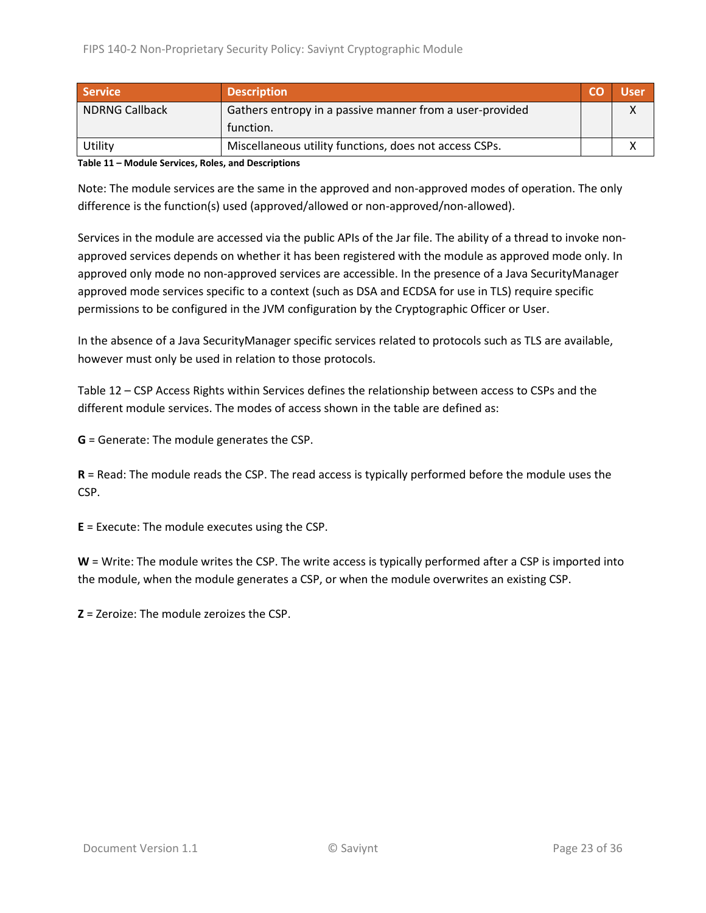| Service | Description | CO | User |
| --- | --- | --- | --- |
| NDRNG Callback | Gathers entropy in a passive manner from a user-provided function. | | X |
| Utility | Miscellaneous utility functions, does not access CSPs. | | X |

**Table 11 – Module Services, Roles, and Descriptions**

Note: The module services are the same in the approved and non-approved modes of operation. The only difference is the function(s) used (approved/allowed or non-approved/non-allowed).

Services in the module are accessed via the public APIs of the Jar file. The ability of a thread to invoke non-approved services depends on whether it has been registered with the module as approved mode only. In approved only mode no non-approved services are accessible. In the presence of a Java SecurityManager approved mode services specific to a context (such as DSA and ECDSA for use in TLS) require specific permissions to be configured in the JVM configuration by the Cryptographic Officer or User.

In the absence of a Java SecurityManager specific services related to protocols such as TLS are available, however must only be used in relation to those protocols.

Table 12 – CSP Access Rights within Services defines the relationship between access to CSPs and the different module services. The modes of access shown in the table are defined as:

**G** = Generate: The module generates the CSP.

**R** = Read: The module reads the CSP. The read access is typically performed before the module uses the CSP.

**E** = Execute: The module executes using the CSP.

**W** = Write: The module writes the CSP. The write access is typically performed after a CSP is imported into the module, when the module generates a CSP, or when the module overwrites an existing CSP.

**Z** = Zeroize: The module zeroizes the CSP.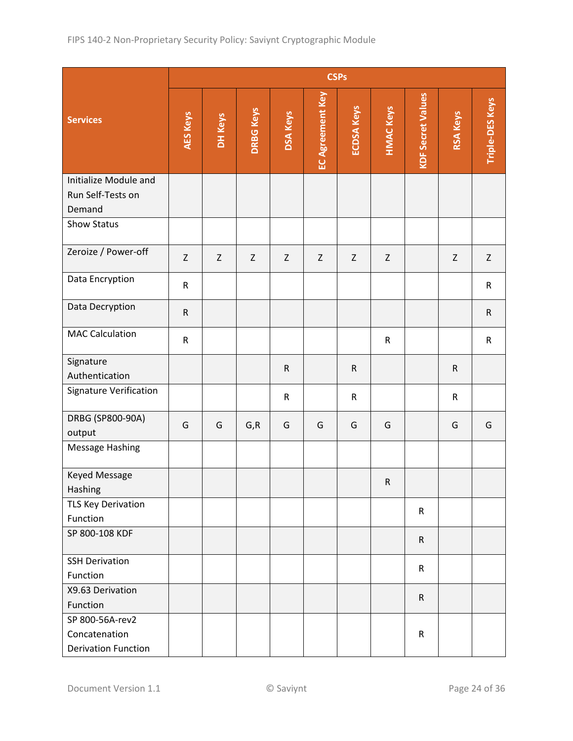| Services | CSPs | | | | | | | | | |
|---|---|---|---|---|---|---|---|---|---|---|
| | AES Keys | DH Keys | DRBG Keys | DSA Keys | EC Agreement Key | ECDSA Keys | HMAC Keys | KDF Secret Values | RSA Keys | Triple-DES Keys |
| Initialize Module and Run Self-Tests on Demand | | | | | | | | | | |
| Show Status | | | | | | | | | | |
| Zeroize / Power-off | Z | Z | Z | Z | Z | Z | Z | | Z | Z |
| Data Encryption | R | | | | | | | | | R |
| Data Decryption | R | | | | | | | | | R |
| MAC Calculation | R | | | | | | R | | | R |
| Signature Authentication | | | | R | | R | | | R | |
| Signature Verification | | | | R | | R | | | R | |
| DRBG (SP800-90A) output | G | G | G,R | G | G | G | G | | G | G |
| Message Hashing | | | | | | | | | | |
| Keyed Message Hashing | | | | | | | R | | | |
| TLS Key Derivation Function | | | | | | | | R | | |
| SP 800-108 KDF | | | | | | | | R | | |
| SSH Derivation Function | | | | | | | | R | | |
| X9.63 Derivation Function | | | | | | | | R | | |
| SP 800-56A-rev2 Concatenation Derivation Function | | | | | | | | R | | |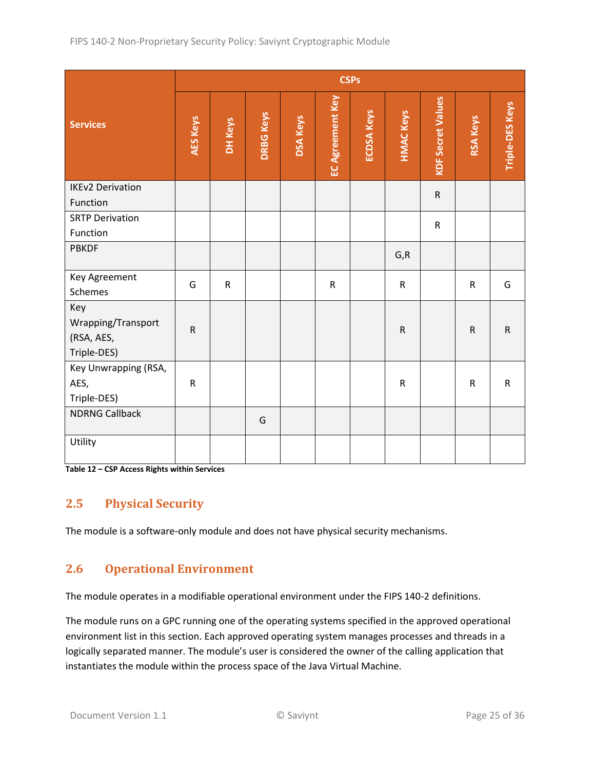| Services | CSPs | | | | | | | | | |
|---|---|---|---|---|---|---|---|---|---|---|
| | AES Keys | DH Keys | DRBG Keys | DSA Keys | EC Agreement Key | ECDSA Keys | HMAC Keys | KDF Secret Values | RSA Keys | Triple-DES Keys |
| IKEv2 Derivation Function | | | | | | | | R | | |
| SRTP Derivation Function | | | | | | | | R | | |
| PBKDF | | | | | | | G,R | | | |
| Key Agreement Schemes | G | R | | | R | | R | | R | G |
| Key Wrapping/Transport (RSA, AES, Triple-DES) | R | | | | | | R | | R | R |
| Key Unwrapping (RSA, AES, Triple-DES) | R | | | | | | R | | R | R |
| NDRNG Callback | | | G | | | | | | | |
| Utility | | | | | | | | | | |

**Table 12 – CSP Access Rights within Services**

## 2.5 Physical Security

The module is a software-only module and does not have physical security mechanisms.

## 2.6 Operational Environment

The module operates in a modifiable operational environment under the FIPS 140-2 definitions.

The module runs on a GPC running one of the operating systems specified in the approved operational environment list in this section. Each approved operating system manages processes and threads in a logically separated manner. The module's user is considered the owner of the calling application that instantiates the module within the process space of the Java Virtual Machine.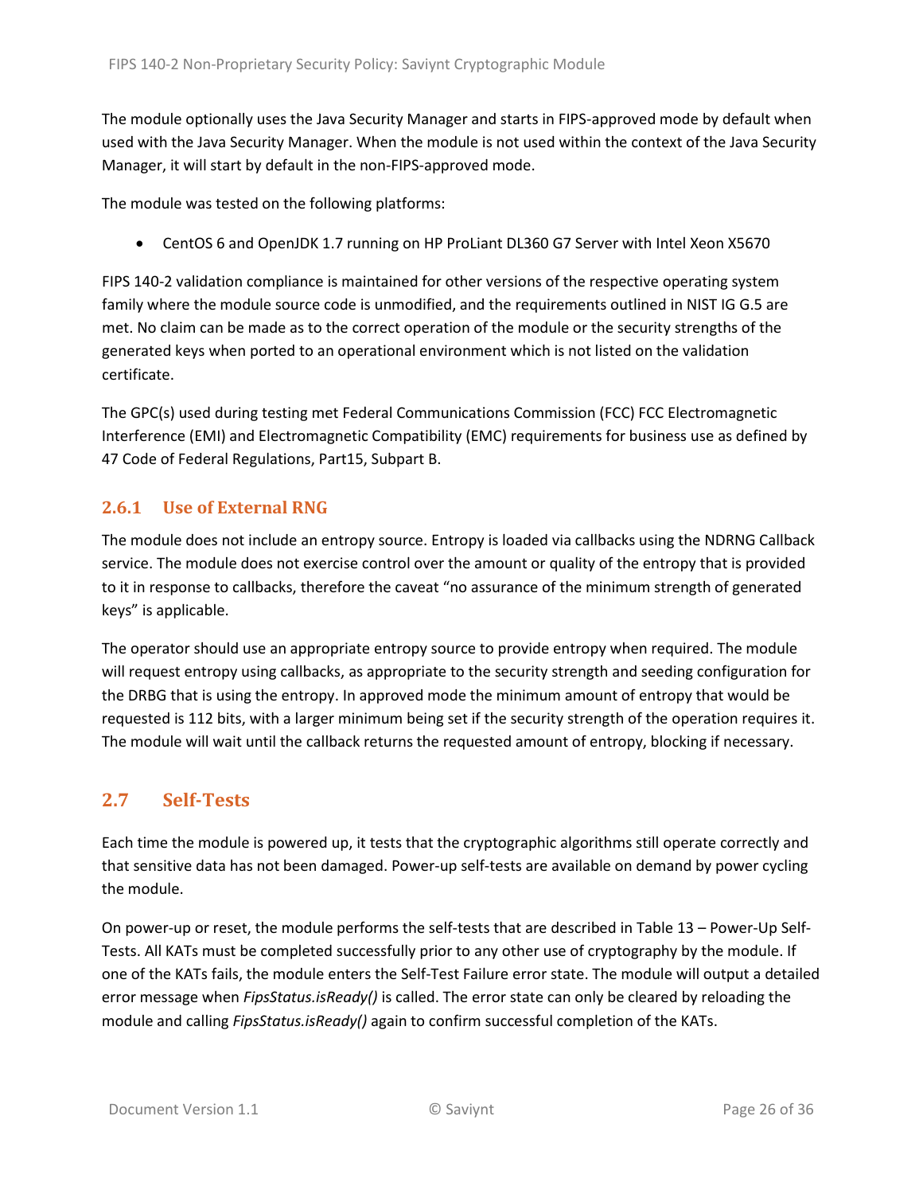The module optionally uses the Java Security Manager and starts in FIPS-approved mode by default when used with the Java Security Manager. When the module is not used within the context of the Java Security Manager, it will start by default in the non-FIPS-approved mode.

The module was tested on the following platforms:

- CentOS 6 and OpenJDK 1.7 running on HP ProLiant DL360 G7 Server with Intel Xeon X5670

FIPS 140-2 validation compliance is maintained for other versions of the respective operating system family where the module source code is unmodified, and the requirements outlined in NIST IG G.5 are met. No claim can be made as to the correct operation of the module or the security strengths of the generated keys when ported to an operational environment which is not listed on the validation certificate.

The GPC(s) used during testing met Federal Communications Commission (FCC) FCC Electromagnetic Interference (EMI) and Electromagnetic Compatibility (EMC) requirements for business use as defined by 47 Code of Federal Regulations, Part15, Subpart B.

### 2.6.1 Use of External RNG

The module does not include an entropy source. Entropy is loaded via callbacks using the NDRNG Callback service. The module does not exercise control over the amount or quality of the entropy that is provided to it in response to callbacks, therefore the caveat "no assurance of the minimum strength of generated keys" is applicable.

The operator should use an appropriate entropy source to provide entropy when required. The module will request entropy using callbacks, as appropriate to the security strength and seeding configuration for the DRBG that is using the entropy. In approved mode the minimum amount of entropy that would be requested is 112 bits, with a larger minimum being set if the security strength of the operation requires it. The module will wait until the callback returns the requested amount of entropy, blocking if necessary.

## 2.7 Self-Tests

Each time the module is powered up, it tests that the cryptographic algorithms still operate correctly and that sensitive data has not been damaged. Power-up self-tests are available on demand by power cycling the module.

On power-up or reset, the module performs the self-tests that are described in Table 13 – Power-Up Self-Tests. All KATs must be completed successfully prior to any other use of cryptography by the module. If one of the KATs fails, the module enters the Self-Test Failure error state. The module will output a detailed error message when *FipsStatus.isReady()* is called. The error state can only be cleared by reloading the module and calling *FipsStatus.isReady()* again to confirm successful completion of the KATs.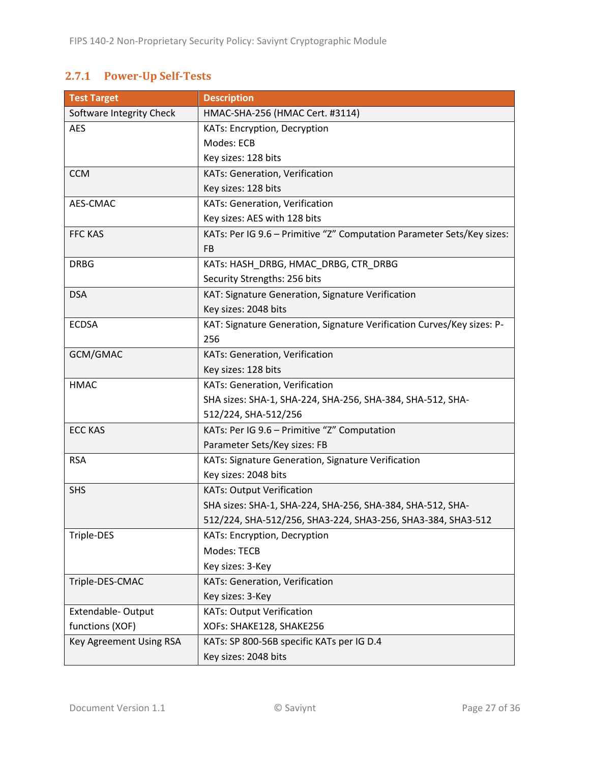### 2.7.1 Power-Up Self-Tests

| Test Target | Description |
|---|---|
| Software Integrity Check | HMAC-SHA-256 (HMAC Cert. #3114) |
| AES | KATs: Encryption, Decryption<br>Modes: ECB<br>Key sizes: 128 bits |
| CCM | KATs: Generation, Verification<br>Key sizes: 128 bits |
| AES-CMAC | KATs: Generation, Verification<br>Key sizes: AES with 128 bits |
| FFC KAS | KATs: Per IG 9.6 – Primitive "Z" Computation Parameter Sets/Key sizes: FB |
| DRBG | KATs: HASH_DRBG, HMAC_DRBG, CTR_DRBG<br>Security Strengths: 256 bits |
| DSA | KAT: Signature Generation, Signature Verification<br>Key sizes: 2048 bits |
| ECDSA | KAT: Signature Generation, Signature Verification Curves/Key sizes: P-256 |
| GCM/GMAC | KATs: Generation, Verification<br>Key sizes: 128 bits |
| HMAC | KATs: Generation, Verification<br>SHA sizes: SHA-1, SHA-224, SHA-256, SHA-384, SHA-512, SHA-512/224, SHA-512/256 |
| ECC KAS | KATs: Per IG 9.6 – Primitive "Z" Computation<br>Parameter Sets/Key sizes: FB |
| RSA | KATs: Signature Generation, Signature Verification<br>Key sizes: 2048 bits |
| SHS | KATs: Output Verification<br>SHA sizes: SHA-1, SHA-224, SHA-256, SHA-384, SHA-512, SHA-512/224, SHA-512/256, SHA3-224, SHA3-256, SHA3-384, SHA3-512 |
| Triple-DES | KATs: Encryption, Decryption<br>Modes: TECB<br>Key sizes: 3-Key |
| Triple-DES-CMAC | KATs: Generation, Verification<br>Key sizes: 3-Key |
| Extendable- Output functions (XOF) | KATs: Output Verification<br>XOFs: SHAKE128, SHAKE256 |
| Key Agreement Using RSA | KATs: SP 800-56B specific KATs per IG D.4<br>Key sizes: 2048 bits |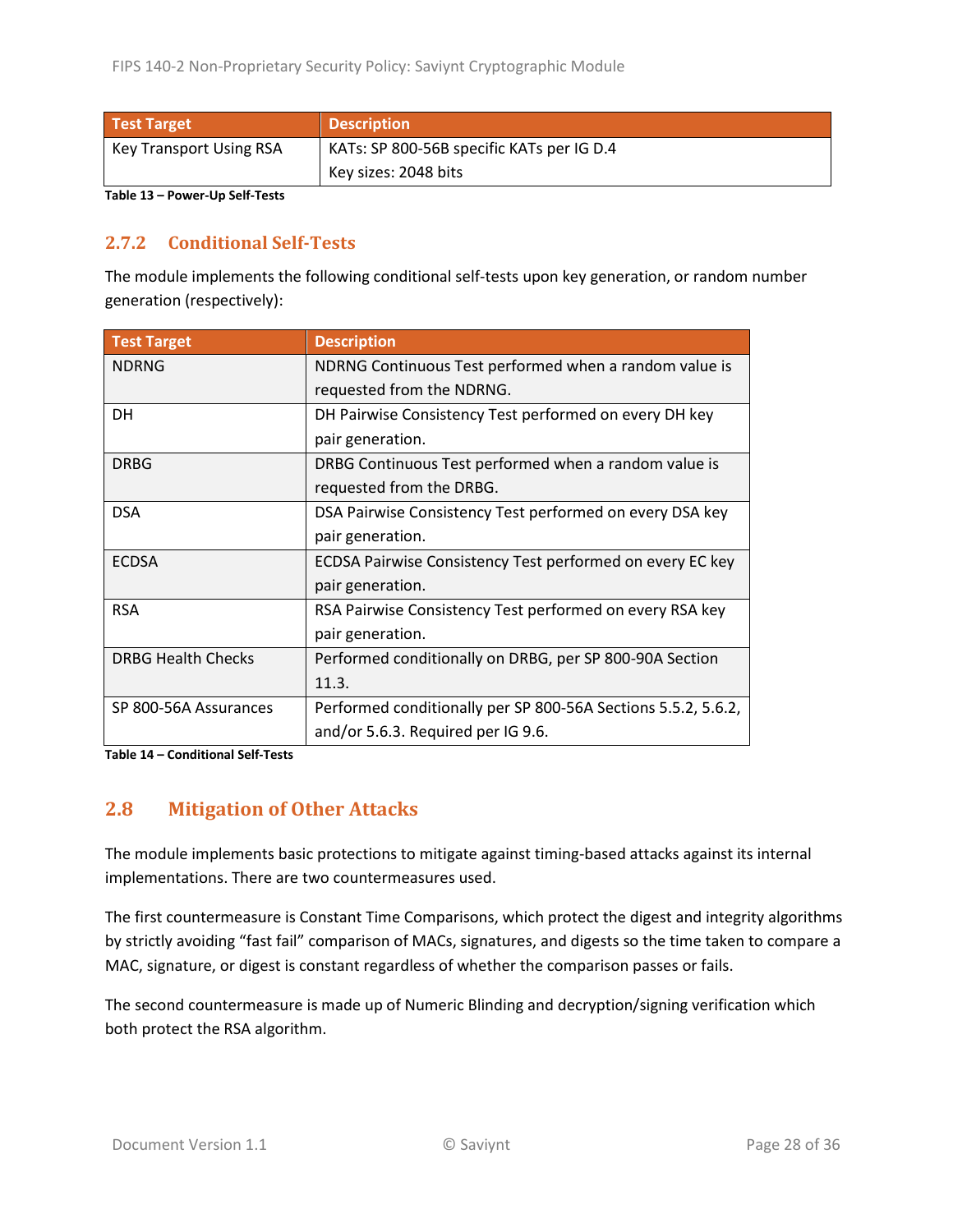| Test Target | Description |
|---|---|
| Key Transport Using RSA | KATs: SP 800-56B specific KATs per IG D.4<br>Key sizes: 2048 bits |

**Table 13 – Power-Up Self-Tests**

### 2.7.2 Conditional Self-Tests

The module implements the following conditional self-tests upon key generation, or random number generation (respectively):

| Test Target | Description |
|---|---|
| NDRNG | NDRNG Continuous Test performed when a random value is requested from the NDRNG. |
| DH | DH Pairwise Consistency Test performed on every DH key pair generation. |
| DRBG | DRBG Continuous Test performed when a random value is requested from the DRBG. |
| DSA | DSA Pairwise Consistency Test performed on every DSA key pair generation. |
| ECDSA | ECDSA Pairwise Consistency Test performed on every EC key pair generation. |
| RSA | RSA Pairwise Consistency Test performed on every RSA key pair generation. |
| DRBG Health Checks | Performed conditionally on DRBG, per SP 800-90A Section 11.3. |
| SP 800-56A Assurances | Performed conditionally per SP 800-56A Sections 5.5.2, 5.6.2, and/or 5.6.3. Required per IG 9.6. |

**Table 14 – Conditional Self-Tests**

## 2.8 Mitigation of Other Attacks

The module implements basic protections to mitigate against timing-based attacks against its internal implementations. There are two countermeasures used.

The first countermeasure is Constant Time Comparisons, which protect the digest and integrity algorithms by strictly avoiding "fast fail" comparison of MACs, signatures, and digests so the time taken to compare a MAC, signature, or digest is constant regardless of whether the comparison passes or fails.

The second countermeasure is made up of Numeric Blinding and decryption/signing verification which both protect the RSA algorithm.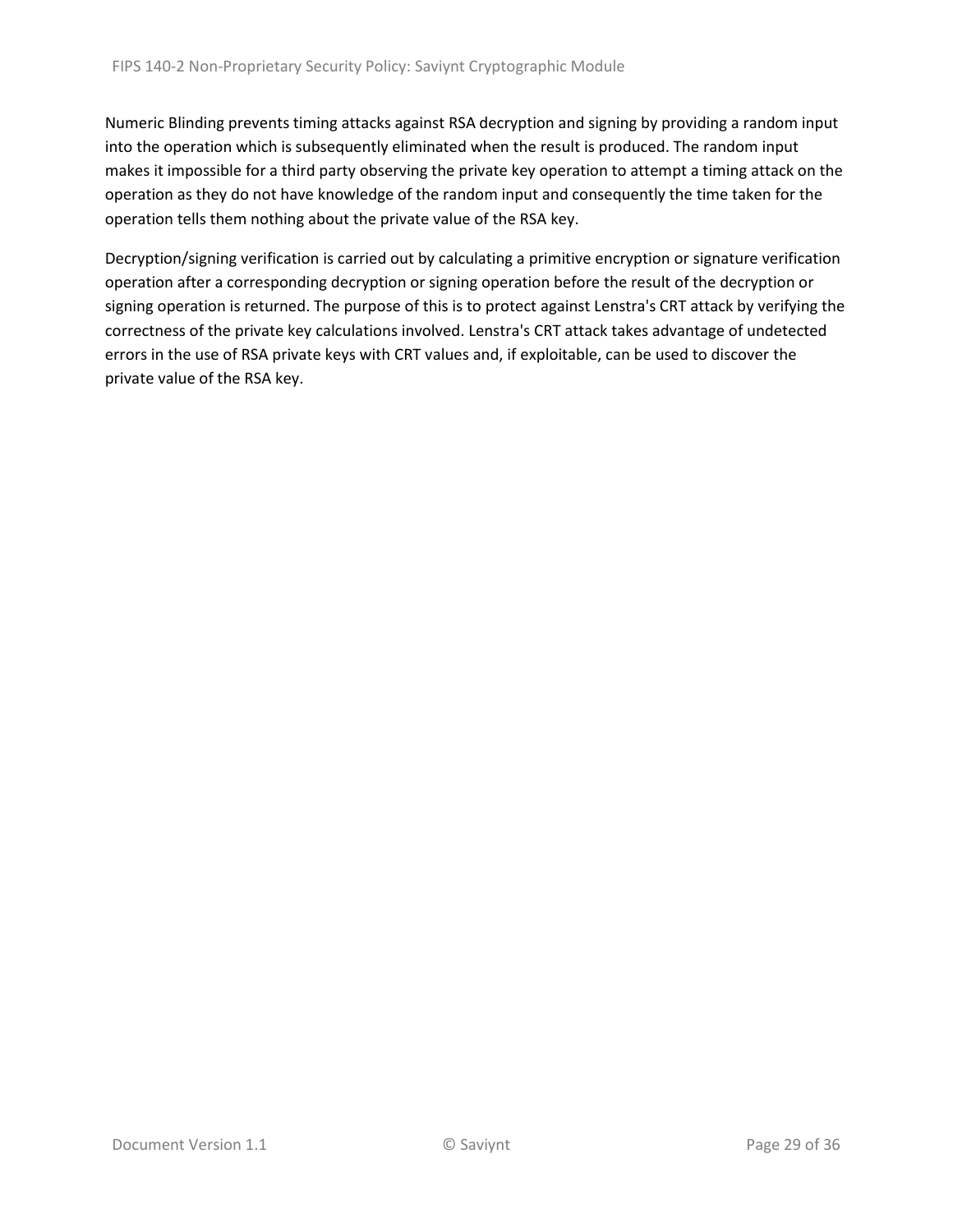Numeric Blinding prevents timing attacks against RSA decryption and signing by providing a random input into the operation which is subsequently eliminated when the result is produced. The random input makes it impossible for a third party observing the private key operation to attempt a timing attack on the operation as they do not have knowledge of the random input and consequently the time taken for the operation tells them nothing about the private value of the RSA key.

Decryption/signing verification is carried out by calculating a primitive encryption or signature verification operation after a corresponding decryption or signing operation before the result of the decryption or signing operation is returned. The purpose of this is to protect against Lenstra's CRT attack by verifying the correctness of the private key calculations involved. Lenstra's CRT attack takes advantage of undetected errors in the use of RSA private keys with CRT values and, if exploitable, can be used to discover the private value of the RSA key.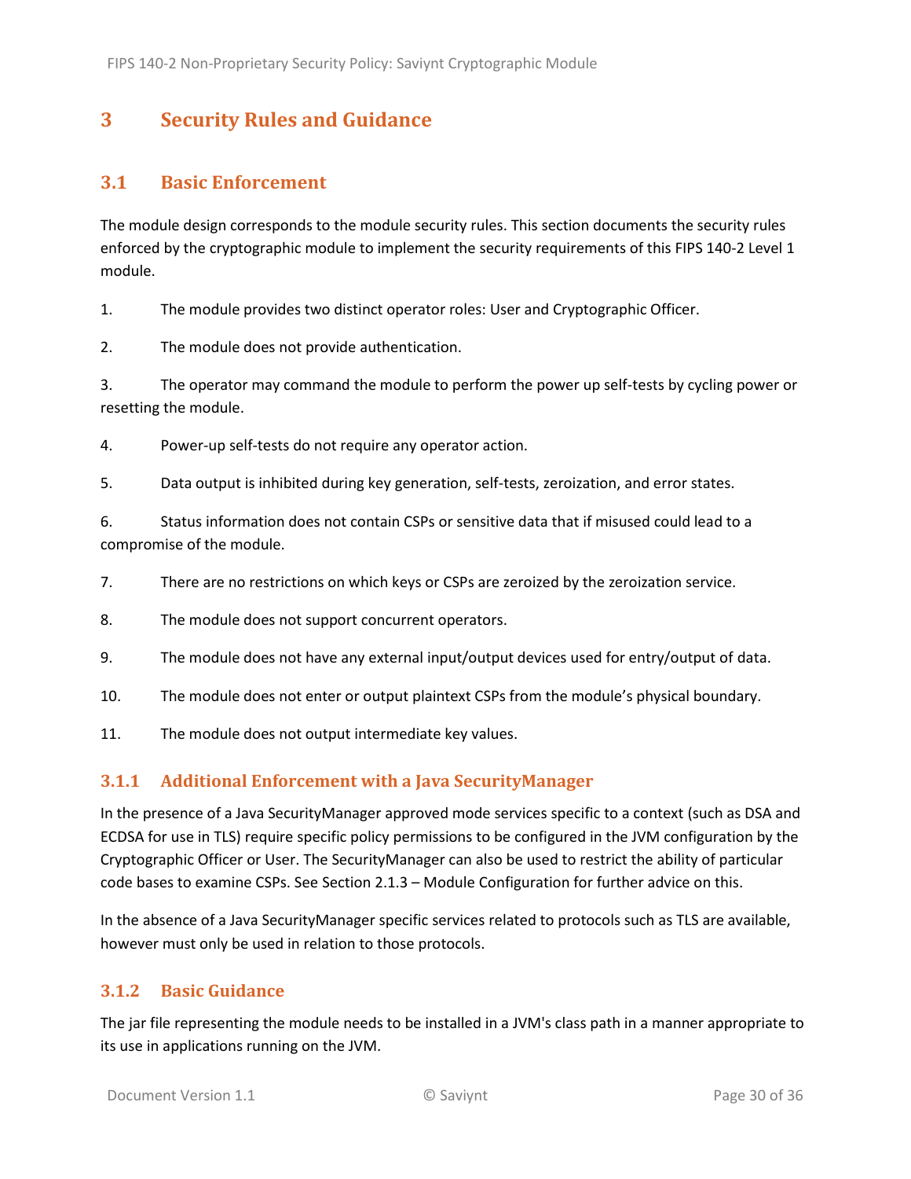# 3 Security Rules and Guidance

## 3.1 Basic Enforcement

The module design corresponds to the module security rules. This section documents the security rules enforced by the cryptographic module to implement the security requirements of this FIPS 140-2 Level 1 module.

1. The module provides two distinct operator roles: User and Cryptographic Officer.
2. The module does not provide authentication.
3. The operator may command the module to perform the power up self-tests by cycling power or resetting the module.
4. Power-up self-tests do not require any operator action.
5. Data output is inhibited during key generation, self-tests, zeroization, and error states.
6. Status information does not contain CSPs or sensitive data that if misused could lead to a compromise of the module.
7. There are no restrictions on which keys or CSPs are zeroized by the zeroization service.
8. The module does not support concurrent operators.
9. The module does not have any external input/output devices used for entry/output of data.
10. The module does not enter or output plaintext CSPs from the module's physical boundary.
11. The module does not output intermediate key values.

### 3.1.1 Additional Enforcement with a Java SecurityManager

In the presence of a Java SecurityManager approved mode services specific to a context (such as DSA and ECDSA for use in TLS) require specific policy permissions to be configured in the JVM configuration by the Cryptographic Officer or User. The SecurityManager can also be used to restrict the ability of particular code bases to examine CSPs. See Section 2.1.3 – Module Configuration for further advice on this.

In the absence of a Java SecurityManager specific services related to protocols such as TLS are available, however must only be used in relation to those protocols.

### 3.1.2 Basic Guidance

The jar file representing the module needs to be installed in a JVM's class path in a manner appropriate to its use in applications running on the JVM.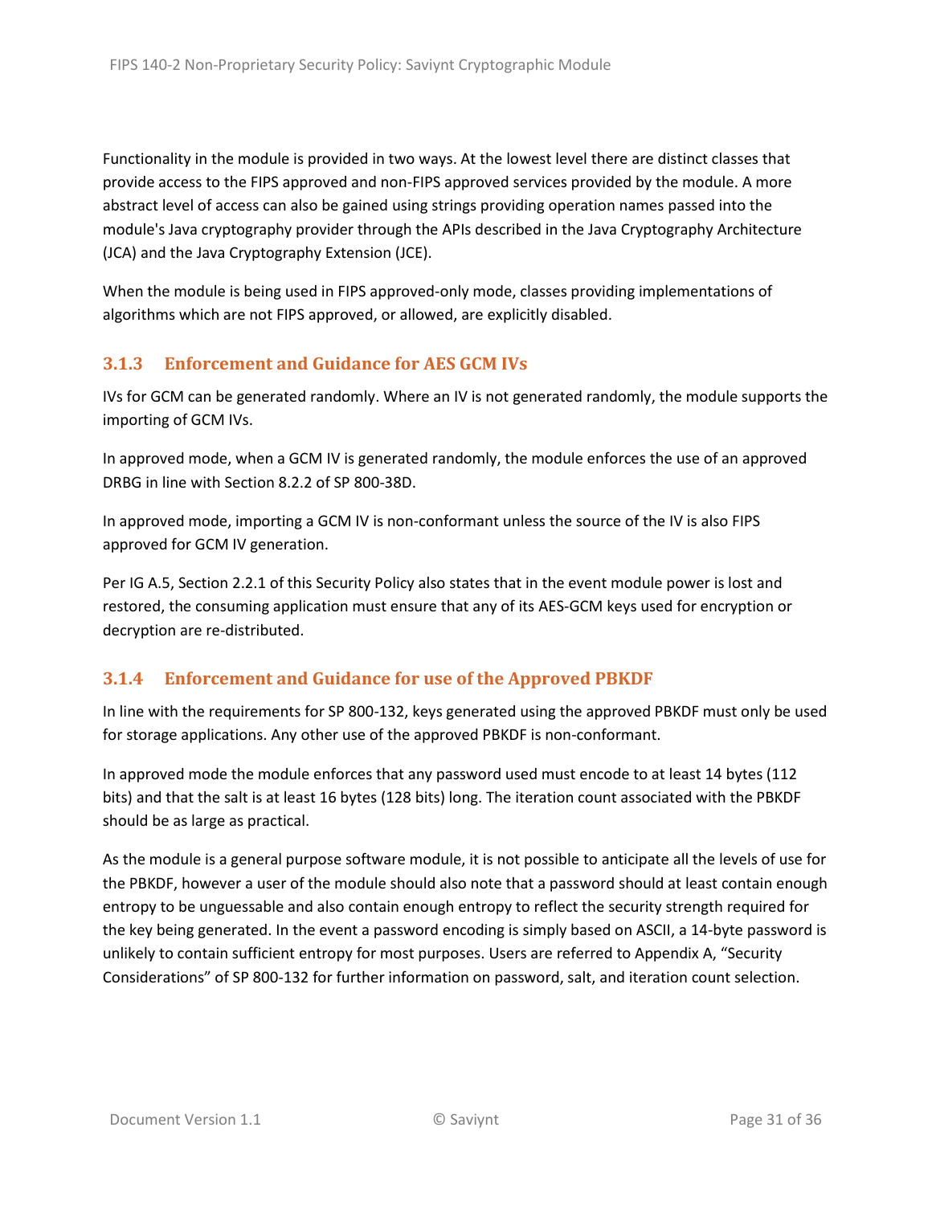Functionality in the module is provided in two ways. At the lowest level there are distinct classes that provide access to the FIPS approved and non-FIPS approved services provided by the module. A more abstract level of access can also be gained using strings providing operation names passed into the module's Java cryptography provider through the APIs described in the Java Cryptography Architecture (JCA) and the Java Cryptography Extension (JCE).

When the module is being used in FIPS approved-only mode, classes providing implementations of algorithms which are not FIPS approved, or allowed, are explicitly disabled.

### 3.1.3 Enforcement and Guidance for AES GCM IVs

IVs for GCM can be generated randomly. Where an IV is not generated randomly, the module supports the importing of GCM IVs.

In approved mode, when a GCM IV is generated randomly, the module enforces the use of an approved DRBG in line with Section 8.2.2 of SP 800-38D.

In approved mode, importing a GCM IV is non-conformant unless the source of the IV is also FIPS approved for GCM IV generation.

Per IG A.5, Section 2.2.1 of this Security Policy also states that in the event module power is lost and restored, the consuming application must ensure that any of its AES-GCM keys used for encryption or decryption are re-distributed.

### 3.1.4 Enforcement and Guidance for use of the Approved PBKDF

In line with the requirements for SP 800-132, keys generated using the approved PBKDF must only be used for storage applications. Any other use of the approved PBKDF is non-conformant.

In approved mode the module enforces that any password used must encode to at least 14 bytes (112 bits) and that the salt is at least 16 bytes (128 bits) long. The iteration count associated with the PBKDF should be as large as practical.

As the module is a general purpose software module, it is not possible to anticipate all the levels of use for the PBKDF, however a user of the module should also note that a password should at least contain enough entropy to be unguessable and also contain enough entropy to reflect the security strength required for the key being generated. In the event a password encoding is simply based on ASCII, a 14-byte password is unlikely to contain sufficient entropy for most purposes. Users are referred to Appendix A, "Security Considerations" of SP 800-132 for further information on password, salt, and iteration count selection.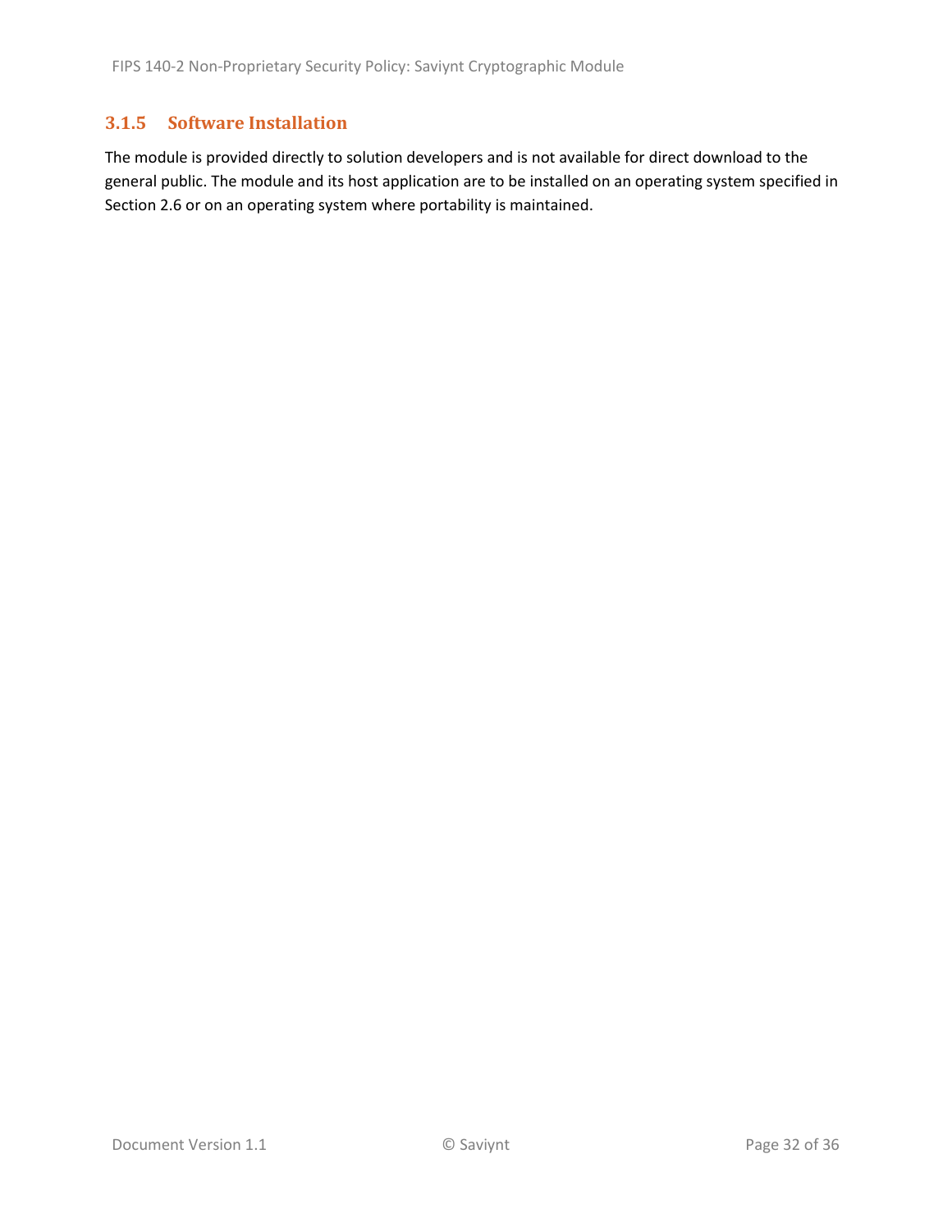### 3.1.5 Software Installation

The module is provided directly to solution developers and is not available for direct download to the general public. The module and its host application are to be installed on an operating system specified in Section 2.6 or on an operating system where portability is maintained.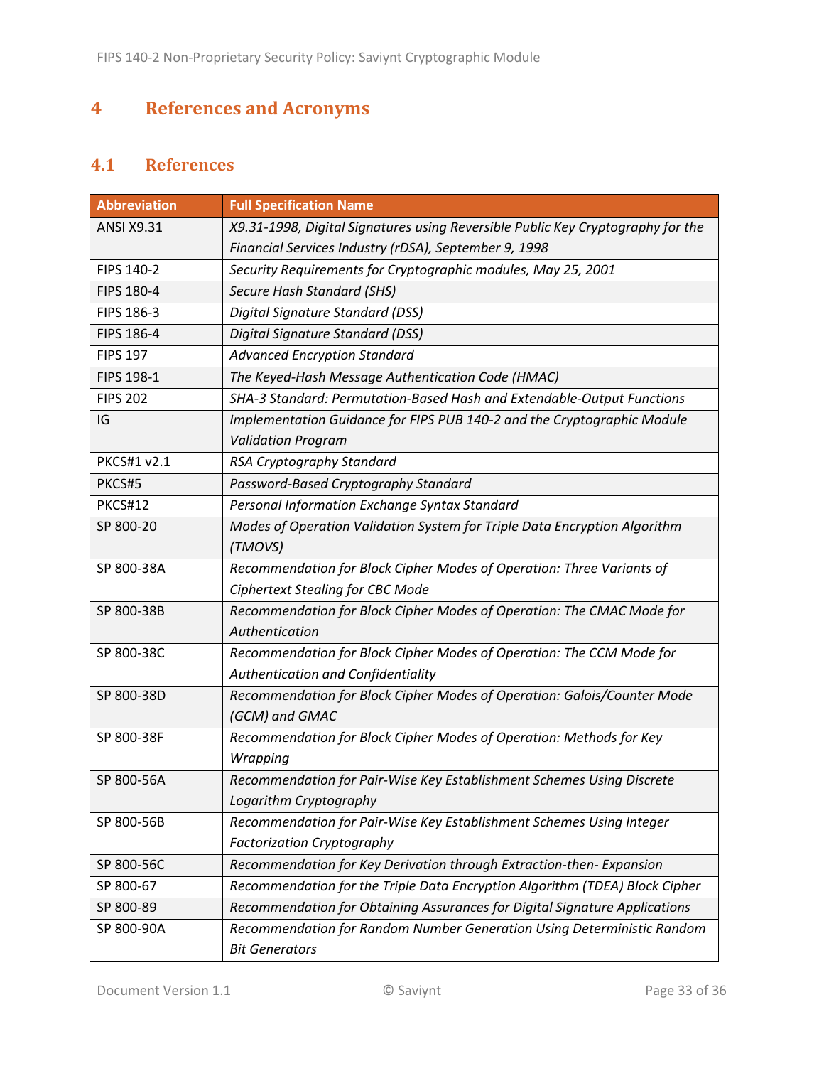# 4 References and Acronyms

## 4.1 References

| Abbreviation | Full Specification Name |
|---|---|
| ANSI X9.31 | *X9.31-1998, Digital Signatures using Reversible Public Key Cryptography for the Financial Services Industry (rDSA), September 9, 1998* |
| FIPS 140-2 | *Security Requirements for Cryptographic modules, May 25, 2001* |
| FIPS 180-4 | *Secure Hash Standard (SHS)* |
| FIPS 186-3 | *Digital Signature Standard (DSS)* |
| FIPS 186-4 | *Digital Signature Standard (DSS)* |
| FIPS 197 | *Advanced Encryption Standard* |
| FIPS 198-1 | *The Keyed-Hash Message Authentication Code (HMAC)* |
| FIPS 202 | *SHA-3 Standard: Permutation-Based Hash and Extendable-Output Functions* |
| IG | *Implementation Guidance for FIPS PUB 140-2 and the Cryptographic Module Validation Program* |
| PKCS#1 v2.1 | *RSA Cryptography Standard* |
| PKCS#5 | *Password-Based Cryptography Standard* |
| PKCS#12 | *Personal Information Exchange Syntax Standard* |
| SP 800-20 | *Modes of Operation Validation System for Triple Data Encryption Algorithm (TMOVS)* |
| SP 800-38A | *Recommendation for Block Cipher Modes of Operation: Three Variants of Ciphertext Stealing for CBC Mode* |
| SP 800-38B | *Recommendation for Block Cipher Modes of Operation: The CMAC Mode for Authentication* |
| SP 800-38C | *Recommendation for Block Cipher Modes of Operation: The CCM Mode for Authentication and Confidentiality* |
| SP 800-38D | *Recommendation for Block Cipher Modes of Operation: Galois/Counter Mode (GCM) and GMAC* |
| SP 800-38F | *Recommendation for Block Cipher Modes of Operation: Methods for Key Wrapping* |
| SP 800-56A | *Recommendation for Pair-Wise Key Establishment Schemes Using Discrete Logarithm Cryptography* |
| SP 800-56B | *Recommendation for Pair-Wise Key Establishment Schemes Using Integer Factorization Cryptography* |
| SP 800-56C | *Recommendation for Key Derivation through Extraction-then- Expansion* |
| SP 800-67 | *Recommendation for the Triple Data Encryption Algorithm (TDEA) Block Cipher* |
| SP 800-89 | *Recommendation for Obtaining Assurances for Digital Signature Applications* |
| SP 800-90A | *Recommendation for Random Number Generation Using Deterministic Random Bit Generators* |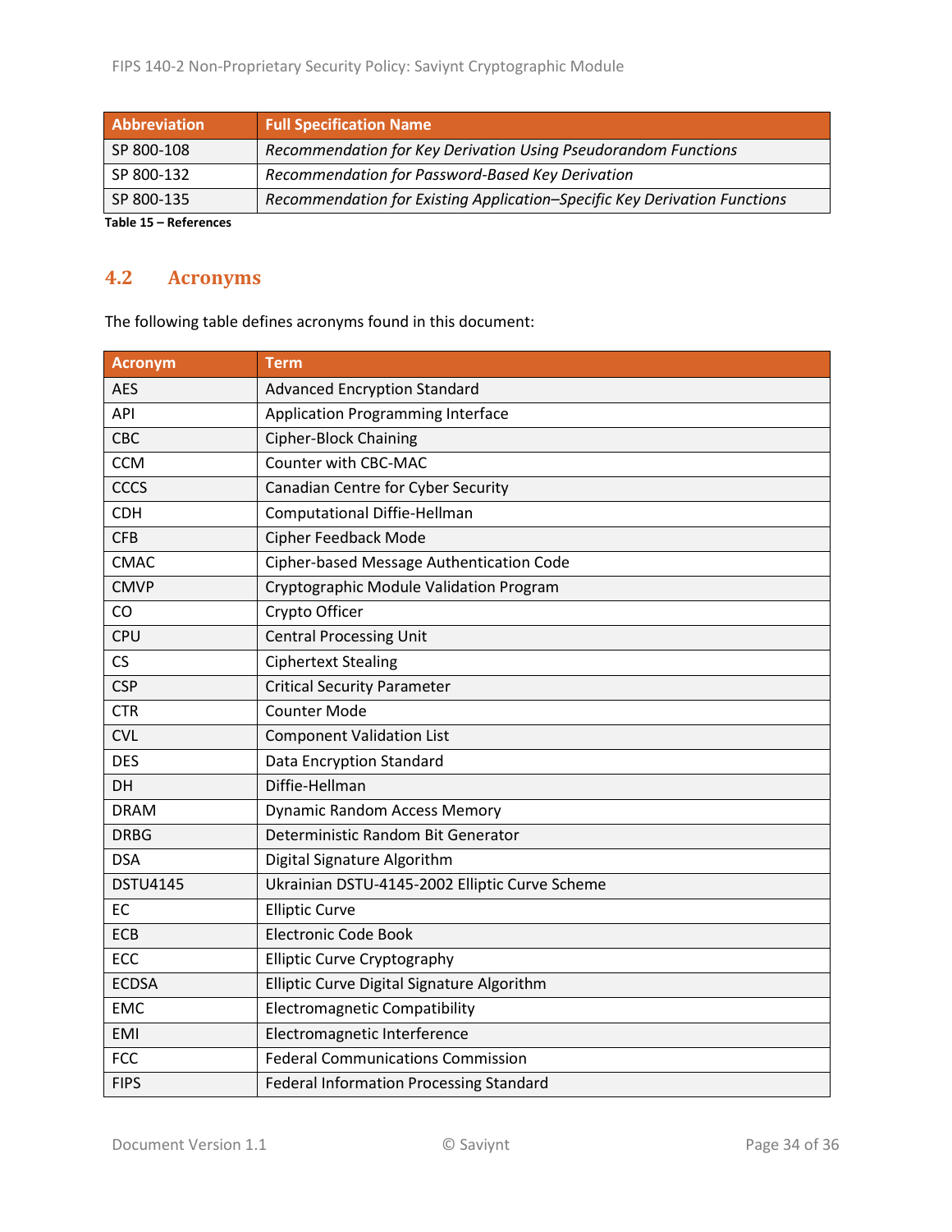| Abbreviation | Full Specification Name |
|---|---|
| SP 800-108 | *Recommendation for Key Derivation Using Pseudorandom Functions* |
| SP 800-132 | *Recommendation for Password-Based Key Derivation* |
| SP 800-135 | *Recommendation for Existing Application–Specific Key Derivation Functions* |

**Table 15 – References**

## 4.2 Acronyms

The following table defines acronyms found in this document:

| Acronym | Term |
|---|---|
| AES | Advanced Encryption Standard |
| API | Application Programming Interface |
| CBC | Cipher-Block Chaining |
| CCM | Counter with CBC-MAC |
| CCCS | Canadian Centre for Cyber Security |
| CDH | Computational Diffie-Hellman |
| CFB | Cipher Feedback Mode |
| CMAC | Cipher-based Message Authentication Code |
| CMVP | Cryptographic Module Validation Program |
| CO | Crypto Officer |
| CPU | Central Processing Unit |
| CS | Ciphertext Stealing |
| CSP | Critical Security Parameter |
| CTR | Counter Mode |
| CVL | Component Validation List |
| DES | Data Encryption Standard |
| DH | Diffie-Hellman |
| DRAM | Dynamic Random Access Memory |
| DRBG | Deterministic Random Bit Generator |
| DSA | Digital Signature Algorithm |
| DSTU4145 | Ukrainian DSTU-4145-2002 Elliptic Curve Scheme |
| EC | Elliptic Curve |
| ECB | Electronic Code Book |
| ECC | Elliptic Curve Cryptography |
| ECDSA | Elliptic Curve Digital Signature Algorithm |
| EMC | Electromagnetic Compatibility |
| EMI | Electromagnetic Interference |
| FCC | Federal Communications Commission |
| FIPS | Federal Information Processing Standard |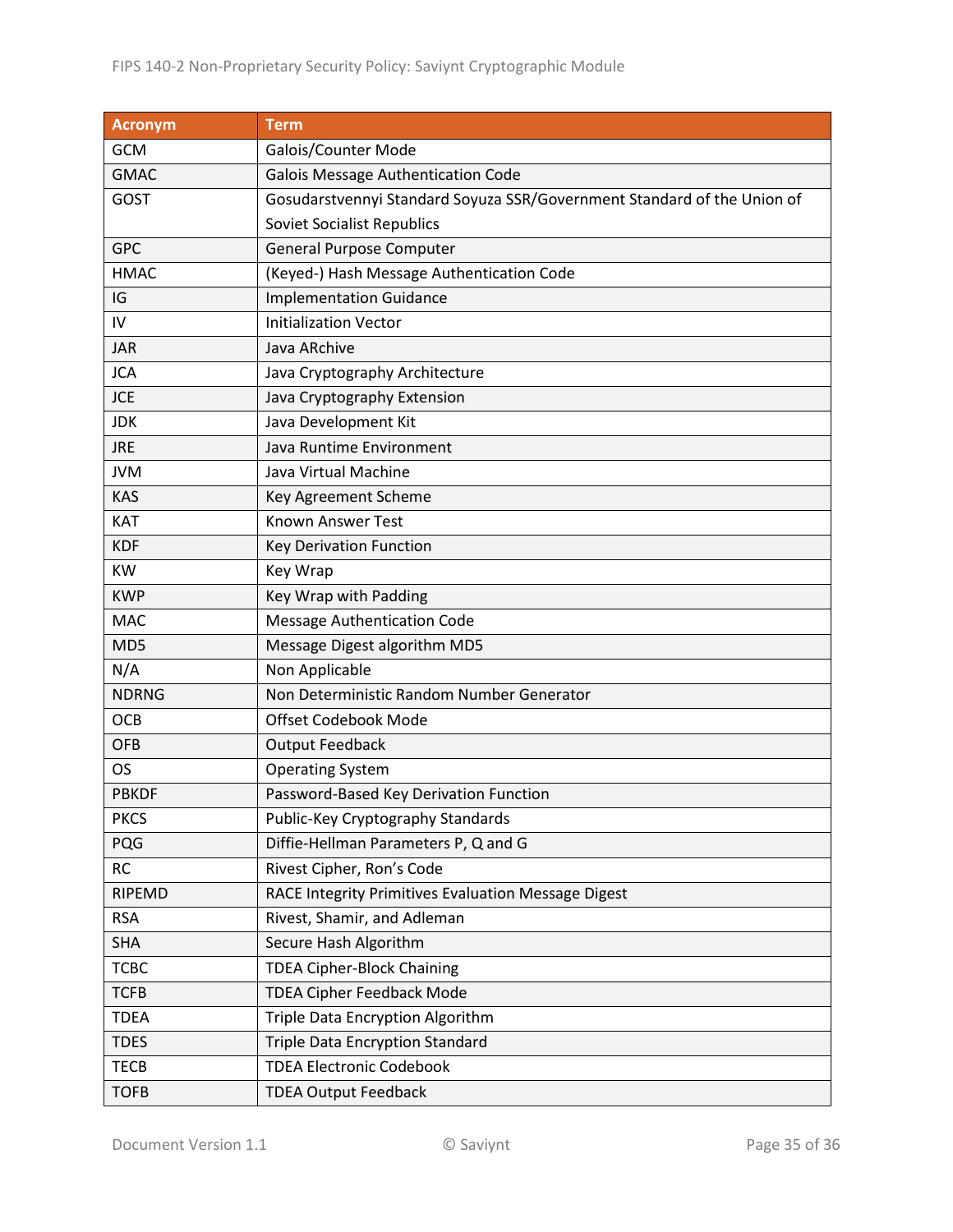| Acronym | Term |
|---|---|
| GCM | Galois/Counter Mode |
| GMAC | Galois Message Authentication Code |
| GOST | Gosudarstvennyi Standard Soyuza SSR/Government Standard of the Union of Soviet Socialist Republics |
| GPC | General Purpose Computer |
| HMAC | (Keyed-) Hash Message Authentication Code |
| IG | Implementation Guidance |
| IV | Initialization Vector |
| JAR | Java ARchive |
| JCA | Java Cryptography Architecture |
| JCE | Java Cryptography Extension |
| JDK | Java Development Kit |
| JRE | Java Runtime Environment |
| JVM | Java Virtual Machine |
| KAS | Key Agreement Scheme |
| KAT | Known Answer Test |
| KDF | Key Derivation Function |
| KW | Key Wrap |
| KWP | Key Wrap with Padding |
| MAC | Message Authentication Code |
| MD5 | Message Digest algorithm MD5 |
| N/A | Non Applicable |
| NDRNG | Non Deterministic Random Number Generator |
| OCB | Offset Codebook Mode |
| OFB | Output Feedback |
| OS | Operating System |
| PBKDF | Password-Based Key Derivation Function |
| PKCS | Public-Key Cryptography Standards |
| PQG | Diffie-Hellman Parameters P, Q and G |
| RC | Rivest Cipher, Ron's Code |
| RIPEMD | RACE Integrity Primitives Evaluation Message Digest |
| RSA | Rivest, Shamir, and Adleman |
| SHA | Secure Hash Algorithm |
| TCBC | TDEA Cipher-Block Chaining |
| TCFB | TDEA Cipher Feedback Mode |
| TDEA | Triple Data Encryption Algorithm |
| TDES | Triple Data Encryption Standard |
| TECB | TDEA Electronic Codebook |
| TOFB | TDEA Output Feedback |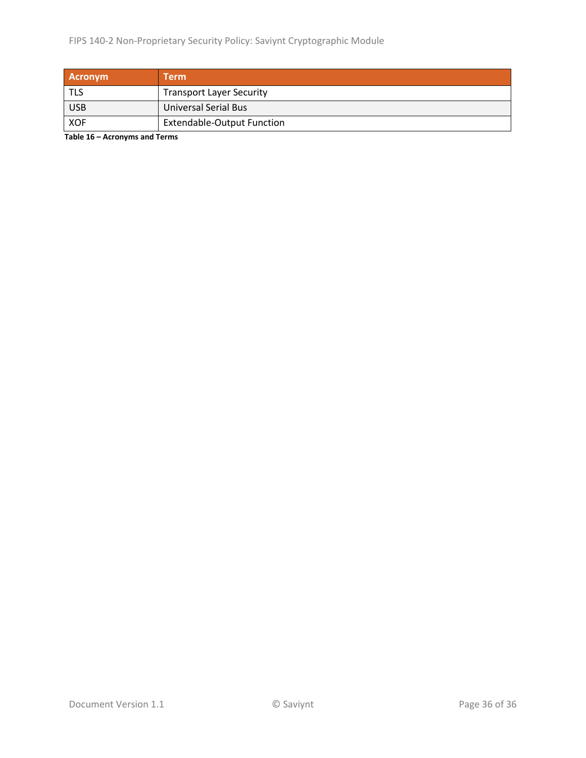| Acronym | Term |
|---|---|
| TLS | Transport Layer Security |
| USB | Universal Serial Bus |
| XOF | Extendable-Output Function |

**Table 16 – Acronyms and Terms**